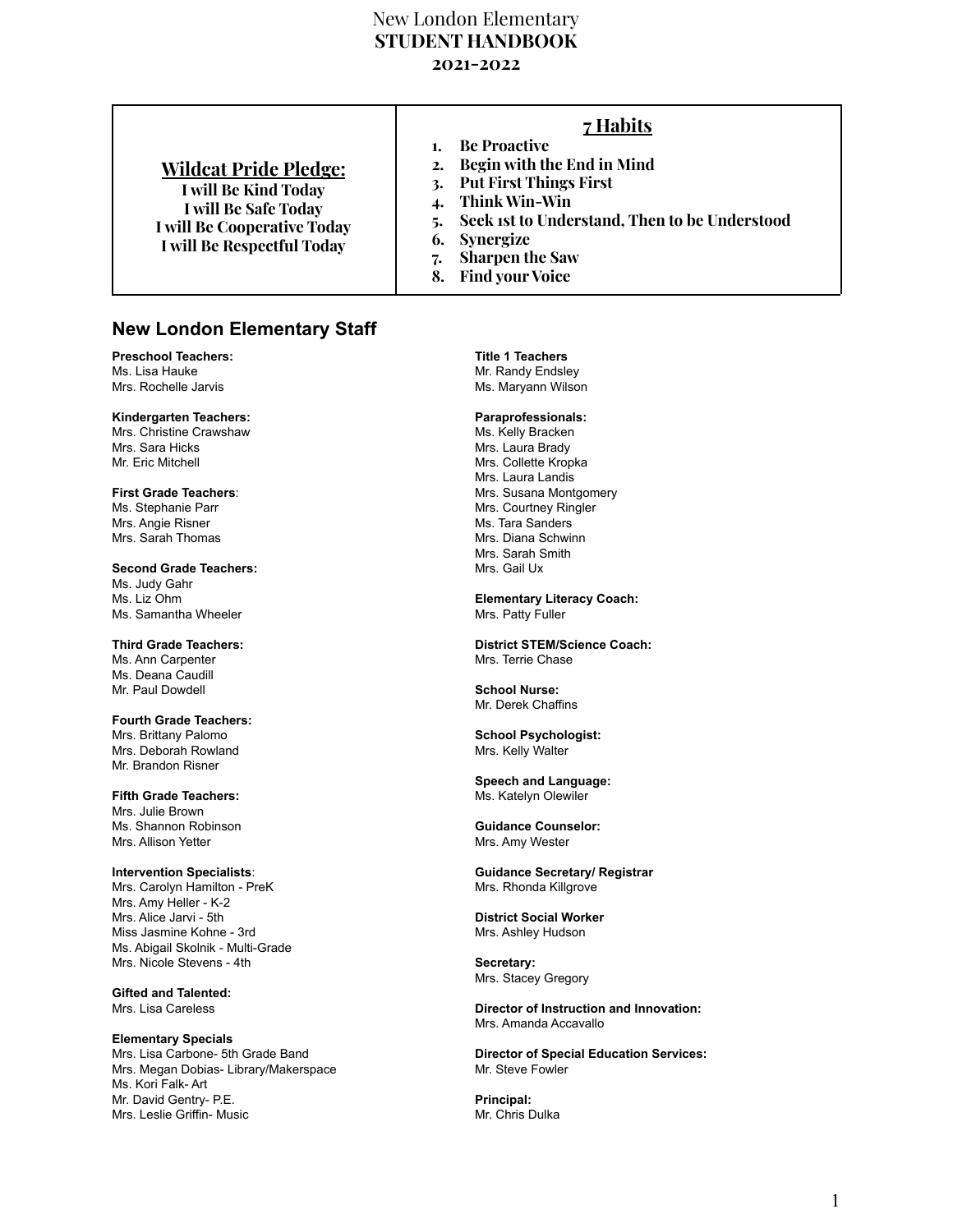# New London Elementary
# STUDENT HANDBOOK
## 2021-2022

| **Wildcat Pride Pledge:** | **7 Habits** |
|---|---|
| I will Be Kind Today<br>I will Be Safe Today<br>I will Be Cooperative Today<br>I will Be Respectful Today | 1. Be Proactive<br>2. Begin with the End in Mind<br>3. Put First Things First<br>4. Think Win-Win<br>5. Seek 1st to Understand, Then to be Understood<br>6. Synergize<br>7. Sharpen the Saw<br>8. Find your Voice |

## New London Elementary Staff

**Preschool Teachers:**
Ms. Lisa Hauke
Mrs. Rochelle Jarvis

**Kindergarten Teachers:**
Mrs. Christine Crawshaw
Mrs. Sara Hicks
Mr. Eric Mitchell

**First Grade Teachers**:
Ms. Stephanie Parr
Mrs. Angie Risner
Mrs. Sarah Thomas

**Second Grade Teachers:**
Ms. Judy Gahr
Ms. Liz Ohm
Ms. Samantha Wheeler

**Third Grade Teachers:**
Ms. Ann Carpenter
Ms. Deana Caudill
Mr. Paul Dowdell

**Fourth Grade Teachers:**
Mrs. Brittany Palomo
Mrs. Deborah Rowland
Mr. Brandon Risner

**Fifth Grade Teachers:**
Mrs. Julie Brown
Ms. Shannon Robinson
Mrs. Allison Yetter

**Intervention Specialists**:
Mrs. Carolyn Hamilton - PreK
Mrs. Amy Heller - K-2
Mrs. Alice Jarvi - 5th
Miss Jasmine Kohne - 3rd
Ms. Abigail Skolnik - Multi-Grade
Mrs. Nicole Stevens - 4th

**Gifted and Talented:**
Mrs. Lisa Careless

**Elementary Specials**
Mrs. Lisa Carbone- 5th Grade Band
Mrs. Megan Dobias- Library/Makerspace
Ms. Kori Falk- Art
Mr. David Gentry- P.E.
Mrs. Leslie Griffin- Music

**Title 1 Teachers**
Mr. Randy Endsley
Ms. Maryann Wilson

**Paraprofessionals:**
Ms. Kelly Bracken
Mrs. Laura Brady
Mrs. Collette Kropka
Mrs. Laura Landis
Mrs. Susana Montgomery
Mrs. Courtney Ringler
Ms. Tara Sanders
Mrs. Diana Schwinn
Mrs. Sarah Smith
Mrs. Gail Ux

**Elementary Literacy Coach:**
Mrs. Patty Fuller

**District STEM/Science Coach:**
Mrs. Terrie Chase

**School Nurse:**
Mr. Derek Chaffins

**School Psychologist:**
Mrs. Kelly Walter

**Speech and Language:**
Ms. Katelyn Olewiler

**Guidance Counselor:**
Mrs. Amy Wester

**Guidance Secretary/ Registrar**
Mrs. Rhonda Killgrove

**District Social Worker**
Mrs. Ashley Hudson

**Secretary:**
Mrs. Stacey Gregory

**Director of Instruction and Innovation:**
Mrs. Amanda Accavallo

**Director of Special Education Services:**
Mr. Steve Fowler

**Principal:**
Mr. Chris Dulka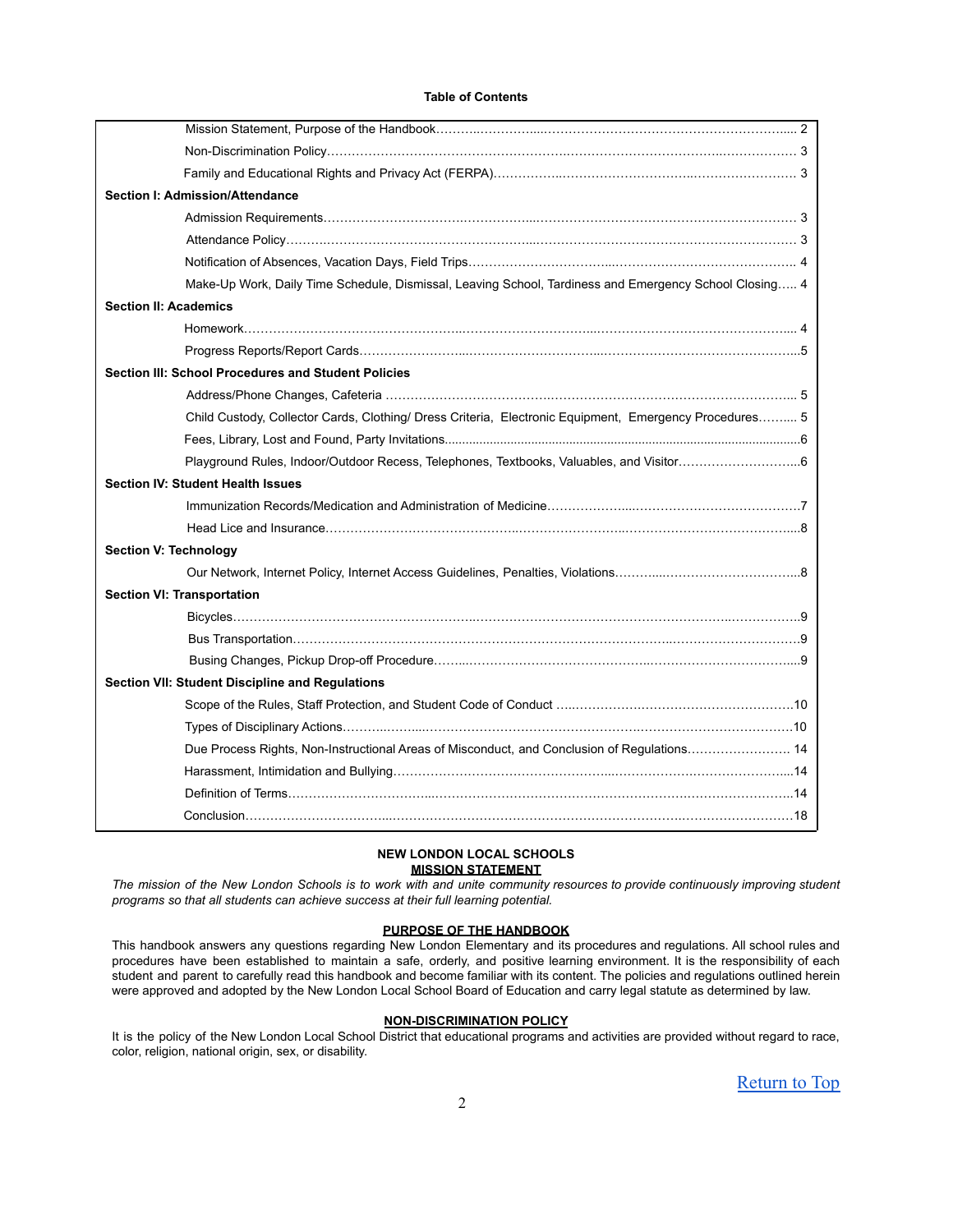**Table of Contents**

| | |
|---|---|
| Mission Statement, Purpose of the Handbook | 2 |
| Non-Discrimination Policy | 3 |
| Family and Educational Rights and Privacy Act (FERPA) | 3 |
| **Section I: Admission/Attendance** | |
| Admission Requirements | 3 |
| Attendance Policy | 3 |
| Notification of Absences, Vacation Days, Field Trips | 4 |
| Make-Up Work, Daily Time Schedule, Dismissal, Leaving School, Tardiness and Emergency School Closing | 4 |
| **Section II: Academics** | |
| Homework | 4 |
| Progress Reports/Report Cards | 5 |
| **Section III: School Procedures and Student Policies** | |
| Address/Phone Changes, Cafeteria | 5 |
| Child Custody, Collector Cards, Clothing/ Dress Criteria, Electronic Equipment, Emergency Procedures | 5 |
| Fees, Library, Lost and Found, Party Invitations | 6 |
| Playground Rules, Indoor/Outdoor Recess, Telephones, Textbooks, Valuables, and Visitor | 6 |
| **Section IV: Student Health Issues** | |
| Immunization Records/Medication and Administration of Medicine | 7 |
| Head Lice and Insurance | 8 |
| **Section V: Technology** | |
| Our Network, Internet Policy, Internet Access Guidelines, Penalties, Violations | 8 |
| **Section VI: Transportation** | |
| Bicycles | 9 |
| Bus Transportation | 9 |
| Busing Changes, Pickup Drop-off Procedure | 9 |
| **Section VII: Student Discipline and Regulations** | |
| Scope of the Rules, Staff Protection, and Student Code of Conduct | 10 |
| Types of Disciplinary Actions | 10 |
| Due Process Rights, Non-Instructional Areas of Misconduct, and Conclusion of Regulations | 14 |
| Harassment, Intimidation and Bullying | 14 |
| Definition of Terms | 14 |
| Conclusion | 18 |

## NEW LONDON LOCAL SCHOOLS

### MISSION STATEMENT

*The mission of the New London Schools is to work with and unite community resources to provide continuously improving student programs so that all students can achieve success at their full learning potential.*

### PURPOSE OF THE HANDBOOK

This handbook answers any questions regarding New London Elementary and its procedures and regulations. All school rules and procedures have been established to maintain a safe, orderly, and positive learning environment. It is the responsibility of each student and parent to carefully read this handbook and become familiar with its content. The policies and regulations outlined herein were approved and adopted by the New London Local School Board of Education and carry legal statute as determined by law.

### NON-DISCRIMINATION POLICY

It is the policy of the New London Local School District that educational programs and activities are provided without regard to race, color, religion, national origin, sex, or disability.

Return to Top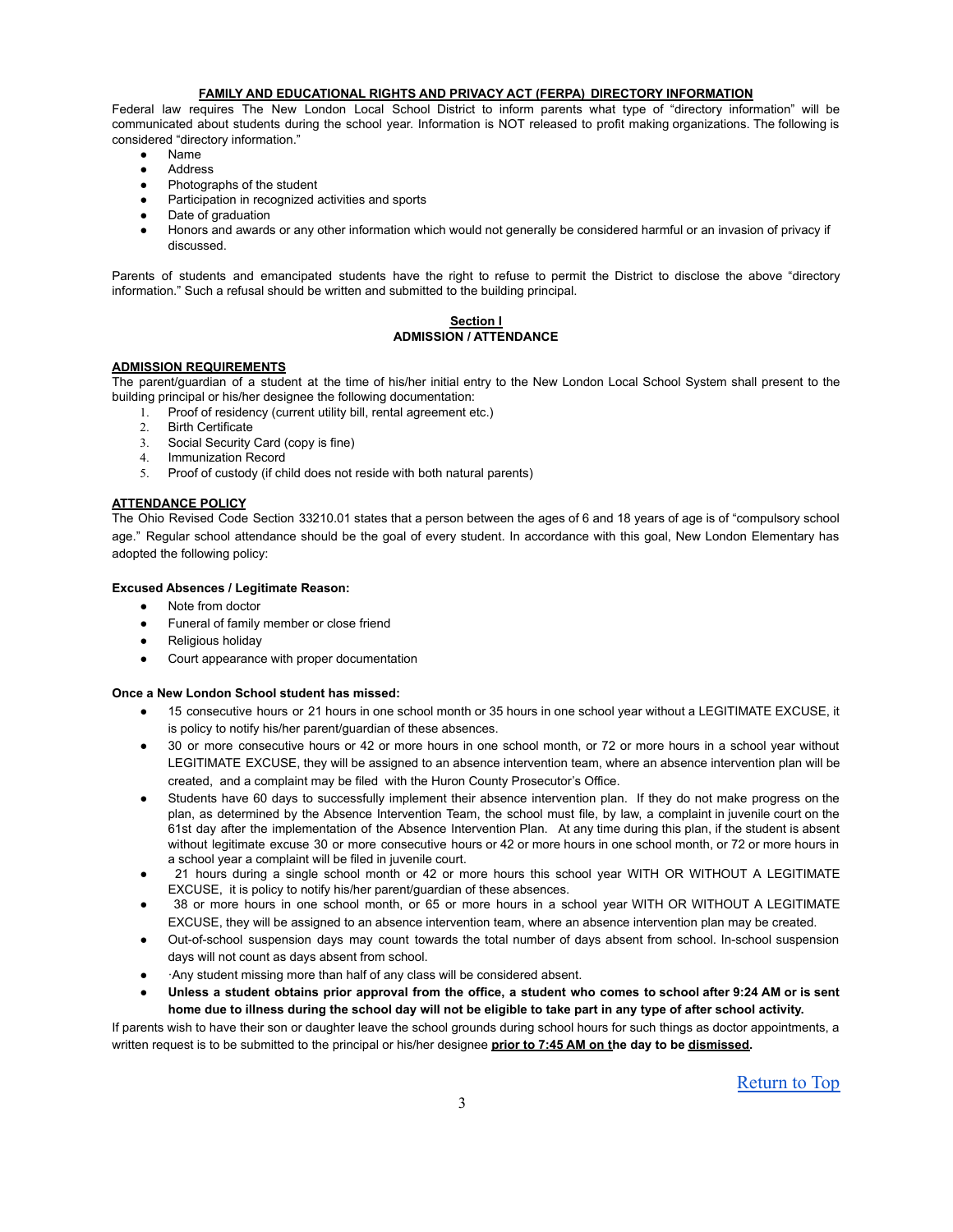## FAMILY AND EDUCATIONAL RIGHTS AND PRIVACY ACT (FERPA) DIRECTORY INFORMATION

Federal law requires The New London Local School District to inform parents what type of "directory information" will be communicated about students during the school year. Information is NOT released to profit making organizations. The following is considered "directory information."

- Name
- Address
- Photographs of the student
- Participation in recognized activities and sports
- Date of graduation
- Honors and awards or any other information which would not generally be considered harmful or an invasion of privacy if discussed.

Parents of students and emancipated students have the right to refuse to permit the District to disclose the above "directory information." Such a refusal should be written and submitted to the building principal.

## Section I
## ADMISSION / ATTENDANCE

### ADMISSION REQUIREMENTS

The parent/guardian of a student at the time of his/her initial entry to the New London Local School System shall present to the building principal or his/her designee the following documentation:

1. Proof of residency (current utility bill, rental agreement etc.)
2. Birth Certificate
3. Social Security Card (copy is fine)
4. Immunization Record
5. Proof of custody (if child does not reside with both natural parents)

### ATTENDANCE POLICY

The Ohio Revised Code Section 33210.01 states that a person between the ages of 6 and 18 years of age is of "compulsory school age." Regular school attendance should be the goal of every student. In accordance with this goal, New London Elementary has adopted the following policy:

**Excused Absences / Legitimate Reason:**

- Note from doctor
- Funeral of family member or close friend
- Religious holiday
- Court appearance with proper documentation

**Once a New London School student has missed:**

- 15 consecutive hours or 21 hours in one school month or 35 hours in one school year without a LEGITIMATE EXCUSE, it is policy to notify his/her parent/guardian of these absences.
- 30 or more consecutive hours or 42 or more hours in one school month, or 72 or more hours in a school year without LEGITIMATE EXCUSE, they will be assigned to an absence intervention team, where an absence intervention plan will be created, and a complaint may be filed with the Huron County Prosecutor's Office.
- Students have 60 days to successfully implement their absence intervention plan. If they do not make progress on the plan, as determined by the Absence Intervention Team, the school must file, by law, a complaint in juvenile court on the 61st day after the implementation of the Absence Intervention Plan. At any time during this plan, if the student is absent without legitimate excuse 30 or more consecutive hours or 42 or more hours in one school month, or 72 or more hours in a school year a complaint will be filed in juvenile court.
- 21 hours during a single school month or 42 or more hours this school year WITH OR WITHOUT A LEGITIMATE EXCUSE, it is policy to notify his/her parent/guardian of these absences.
- 38 or more hours in one school month, or 65 or more hours in a school year WITH OR WITHOUT A LEGITIMATE EXCUSE, they will be assigned to an absence intervention team, where an absence intervention plan may be created.
- Out-of-school suspension days may count towards the total number of days absent from school. In-school suspension days will not count as days absent from school.
- ·Any student missing more than half of any class will be considered absent.
- **Unless a student obtains prior approval from the office, a student who comes to school after 9:24 AM or is sent home due to illness during the school day will not be eligible to take part in any type of after school activity.**

If parents wish to have their son or daughter leave the school grounds during school hours for such things as doctor appointments, a written request is to be submitted to the principal or his/her designee **prior to 7:45 AM on the day to be dismissed.**

Return to Top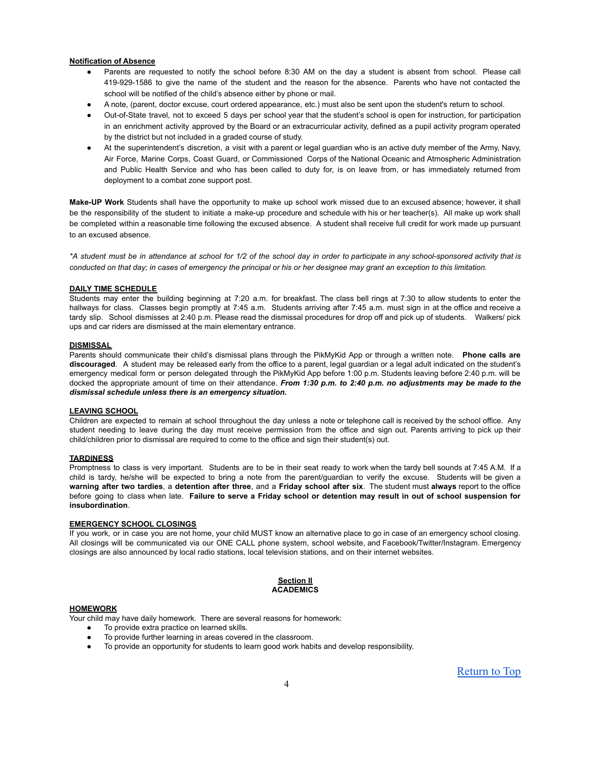**Notification of Absence**

- Parents are requested to notify the school before 8:30 AM on the day a student is absent from school. Please call 419-929-1586 to give the name of the student and the reason for the absence. Parents who have not contacted the school will be notified of the child's absence either by phone or mail.
- A note, (parent, doctor excuse, court ordered appearance, etc.) must also be sent upon the student's return to school.
- Out-of-State travel, not to exceed 5 days per school year that the student's school is open for instruction, for participation in an enrichment activity approved by the Board or an extracurricular activity, defined as a pupil activity program operated by the district but not included in a graded course of study.
- At the superintendent's discretion, a visit with a parent or legal guardian who is an active duty member of the Army, Navy, Air Force, Marine Corps, Coast Guard, or Commissioned Corps of the National Oceanic and Atmospheric Administration and Public Health Service and who has been called to duty for, is on leave from, or has immediately returned from deployment to a combat zone support post.

**Make-UP Work** Students shall have the opportunity to make up school work missed due to an excused absence; however, it shall be the responsibility of the student to initiate a make-up procedure and schedule with his or her teacher(s). All make up work shall be completed within a reasonable time following the excused absence. A student shall receive full credit for work made up pursuant to an excused absence.

*\*A student must be in attendance at school for 1/2 of the school day in order to participate in any school-sponsored activity that is conducted on that day; in cases of emergency the principal or his or her designee may grant an exception to this limitation.*

**DAILY TIME SCHEDULE**

Students may enter the building beginning at 7:20 a.m. for breakfast. The class bell rings at 7:30 to allow students to enter the hallways for class. Classes begin promptly at 7:45 a.m. Students arriving after 7:45 a.m. must sign in at the office and receive a tardy slip. School dismisses at 2:40 p.m. Please read the dismissal procedures for drop off and pick up of students. Walkers/ pick ups and car riders are dismissed at the main elementary entrance.

**DISMISSAL**

Parents should communicate their child's dismissal plans through the PikMyKid App or through a written note. **Phone calls are discouraged**. A student may be released early from the office to a parent, legal guardian or a legal adult indicated on the student's emergency medical form or person delegated through the PikMyKid App before 1:00 p.m. Students leaving before 2:40 p.m. will be docked the appropriate amount of time on their attendance. ***From 1:30 p.m. to 2:40 p.m. no adjustments may be made to the dismissal schedule unless there is an emergency situation.***

**LEAVING SCHOOL**

Children are expected to remain at school throughout the day unless a note or telephone call is received by the school office. Any student needing to leave during the day must receive permission from the office and sign out. Parents arriving to pick up their child/children prior to dismissal are required to come to the office and sign their student(s) out.

**TARDINESS**

Promptness to class is very important. Students are to be in their seat ready to work when the tardy bell sounds at 7:45 A.M. If a child is tardy, he/she will be expected to bring a note from the parent/guardian to verify the excuse. Students will be given a **warning after two tardies**, a **detention after three**, and a **Friday school after six**. The student must **always** report to the office before going to class when late. **Failure to serve a Friday school or detention may result in out of school suspension for insubordination**.

**EMERGENCY SCHOOL CLOSINGS**

If you work, or in case you are not home, your child MUST know an alternative place to go in case of an emergency school closing. All closings will be communicated via our ONE CALL phone system, school website, and Facebook/Twitter/Instagram. Emergency closings are also announced by local radio stations, local television stations, and on their internet websites.

## Section II
## ACADEMICS

**HOMEWORK**

Your child may have daily homework. There are several reasons for homework:

- To provide extra practice on learned skills.
- To provide further learning in areas covered in the classroom.
- To provide an opportunity for students to learn good work habits and develop responsibility.

Return to Top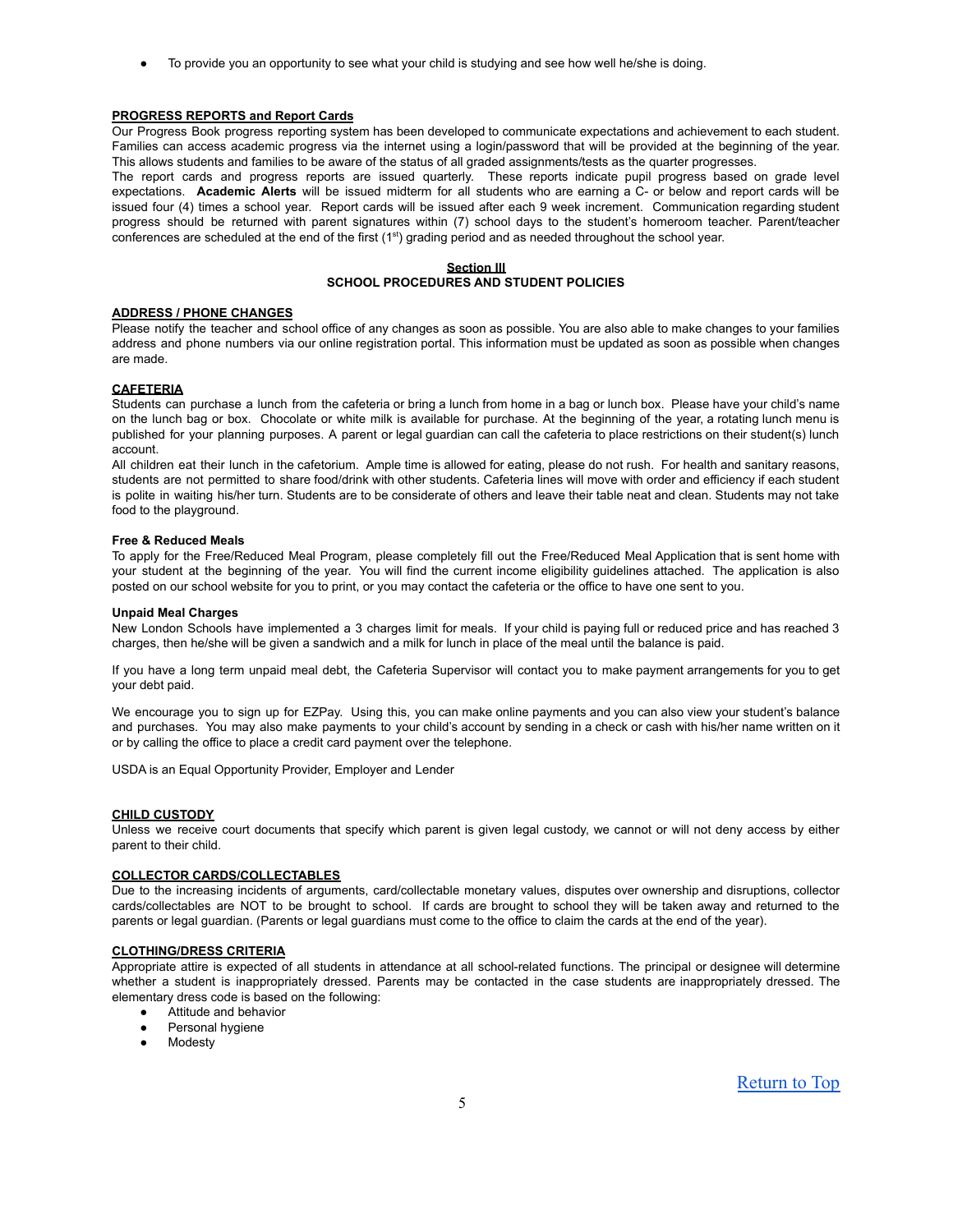- To provide you an opportunity to see what your child is studying and see how well he/she is doing.

**PROGRESS REPORTS and Report Cards**

Our Progress Book progress reporting system has been developed to communicate expectations and achievement to each student. Families can access academic progress via the internet using a login/password that will be provided at the beginning of the year. This allows students and families to be aware of the status of all graded assignments/tests as the quarter progresses.

The report cards and progress reports are issued quarterly. These reports indicate pupil progress based on grade level expectations. **Academic Alerts** will be issued midterm for all students who are earning a C- or below and report cards will be issued four (4) times a school year. Report cards will be issued after each 9 week increment. Communication regarding student progress should be returned with parent signatures within (7) school days to the student's homeroom teacher. Parent/teacher conferences are scheduled at the end of the first (1st) grading period and as needed throughout the school year.

## Section III
## SCHOOL PROCEDURES AND STUDENT POLICIES

**ADDRESS / PHONE CHANGES**

Please notify the teacher and school office of any changes as soon as possible. You are also able to make changes to your families address and phone numbers via our online registration portal. This information must be updated as soon as possible when changes are made.

**CAFETERIA**

Students can purchase a lunch from the cafeteria or bring a lunch from home in a bag or lunch box. Please have your child's name on the lunch bag or box. Chocolate or white milk is available for purchase. At the beginning of the year, a rotating lunch menu is published for your planning purposes. A parent or legal guardian can call the cafeteria to place restrictions on their student(s) lunch account.

All children eat their lunch in the cafetorium. Ample time is allowed for eating, please do not rush. For health and sanitary reasons, students are not permitted to share food/drink with other students. Cafeteria lines will move with order and efficiency if each student is polite in waiting his/her turn. Students are to be considerate of others and leave their table neat and clean. Students may not take food to the playground.

**Free & Reduced Meals**

To apply for the Free/Reduced Meal Program, please completely fill out the Free/Reduced Meal Application that is sent home with your student at the beginning of the year. You will find the current income eligibility guidelines attached. The application is also posted on our school website for you to print, or you may contact the cafeteria or the office to have one sent to you.

**Unpaid Meal Charges**

New London Schools have implemented a 3 charges limit for meals. If your child is paying full or reduced price and has reached 3 charges, then he/she will be given a sandwich and a milk for lunch in place of the meal until the balance is paid.

If you have a long term unpaid meal debt, the Cafeteria Supervisor will contact you to make payment arrangements for you to get your debt paid.

We encourage you to sign up for EZPay. Using this, you can make online payments and you can also view your student's balance and purchases. You may also make payments to your child's account by sending in a check or cash with his/her name written on it or by calling the office to place a credit card payment over the telephone.

USDA is an Equal Opportunity Provider, Employer and Lender

**CHILD CUSTODY**

Unless we receive court documents that specify which parent is given legal custody, we cannot or will not deny access by either parent to their child.

**COLLECTOR CARDS/COLLECTABLES**

Due to the increasing incidents of arguments, card/collectable monetary values, disputes over ownership and disruptions, collector cards/collectables are NOT to be brought to school. If cards are brought to school they will be taken away and returned to the parents or legal guardian. (Parents or legal guardians must come to the office to claim the cards at the end of the year).

**CLOTHING/DRESS CRITERIA**

Appropriate attire is expected of all students in attendance at all school-related functions. The principal or designee will determine whether a student is inappropriately dressed. Parents may be contacted in the case students are inappropriately dressed. The elementary dress code is based on the following:

- Attitude and behavior
- Personal hygiene
- Modesty

Return to Top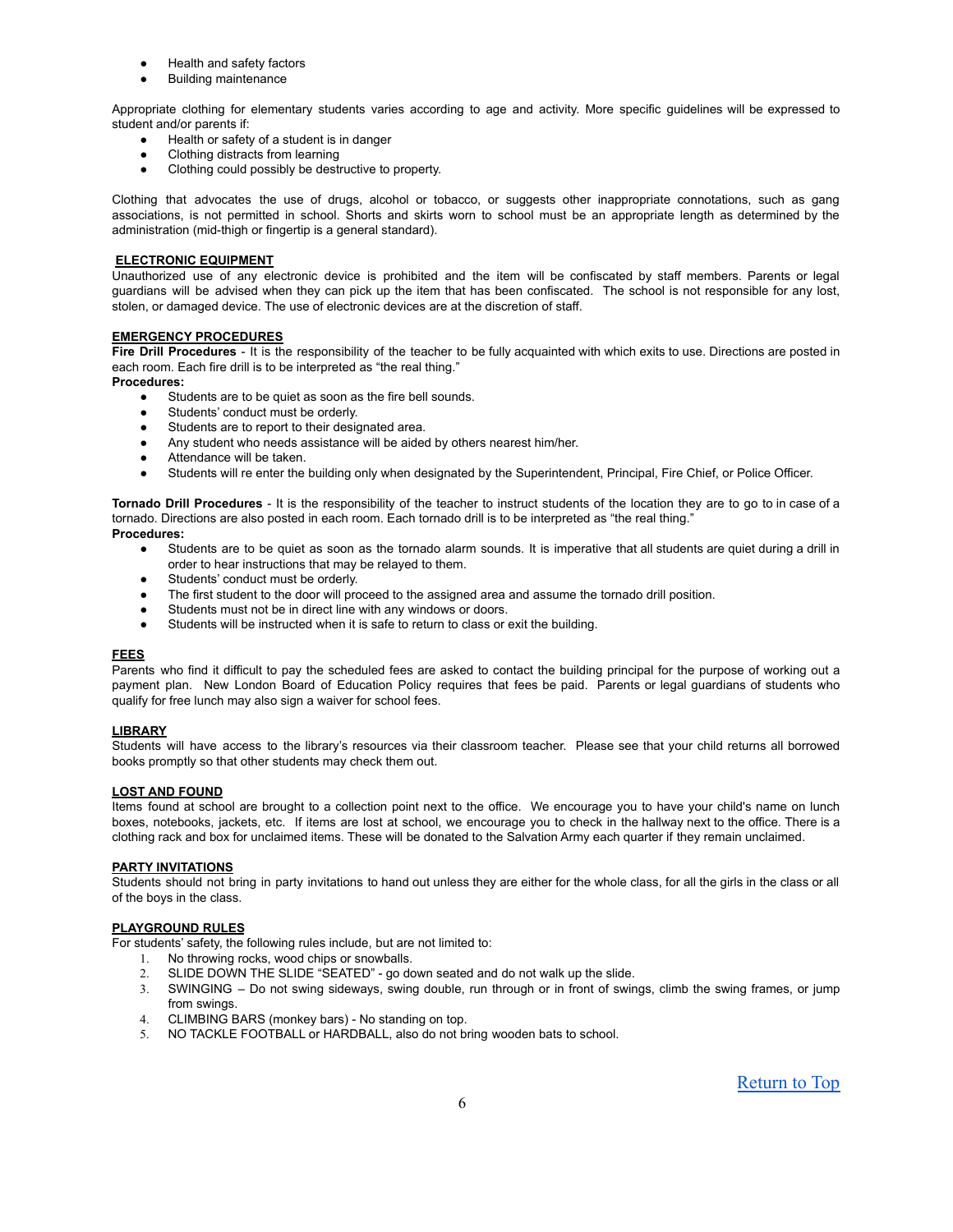- Health and safety factors
- Building maintenance

Appropriate clothing for elementary students varies according to age and activity. More specific guidelines will be expressed to student and/or parents if:

- Health or safety of a student is in danger
- Clothing distracts from learning
- Clothing could possibly be destructive to property.

Clothing that advocates the use of drugs, alcohol or tobacco, or suggests other inappropriate connotations, such as gang associations, is not permitted in school. Shorts and skirts worn to school must be an appropriate length as determined by the administration (mid-thigh or fingertip is a general standard).

**ELECTRONIC EQUIPMENT**

Unauthorized use of any electronic device is prohibited and the item will be confiscated by staff members. Parents or legal guardians will be advised when they can pick up the item that has been confiscated. The school is not responsible for any lost, stolen, or damaged device. The use of electronic devices are at the discretion of staff.

**EMERGENCY PROCEDURES**

**Fire Drill Procedures** - It is the responsibility of the teacher to be fully acquainted with which exits to use. Directions are posted in each room. Each fire drill is to be interpreted as "the real thing."

**Procedures:**

- Students are to be quiet as soon as the fire bell sounds.
- Students' conduct must be orderly.
- Students are to report to their designated area.
- Any student who needs assistance will be aided by others nearest him/her.
- Attendance will be taken.
- Students will re enter the building only when designated by the Superintendent, Principal, Fire Chief, or Police Officer.

**Tornado Drill Procedures** - It is the responsibility of the teacher to instruct students of the location they are to go to in case of a tornado. Directions are also posted in each room. Each tornado drill is to be interpreted as "the real thing."

**Procedures:**

- Students are to be quiet as soon as the tornado alarm sounds. It is imperative that all students are quiet during a drill in order to hear instructions that may be relayed to them.
- Students' conduct must be orderly.
- The first student to the door will proceed to the assigned area and assume the tornado drill position.
- Students must not be in direct line with any windows or doors.
- Students will be instructed when it is safe to return to class or exit the building.

**FEES**

Parents who find it difficult to pay the scheduled fees are asked to contact the building principal for the purpose of working out a payment plan. New London Board of Education Policy requires that fees be paid. Parents or legal guardians of students who qualify for free lunch may also sign a waiver for school fees.

**LIBRARY**

Students will have access to the library's resources via their classroom teacher. Please see that your child returns all borrowed books promptly so that other students may check them out.

**LOST AND FOUND**

Items found at school are brought to a collection point next to the office. We encourage you to have your child's name on lunch boxes, notebooks, jackets, etc. If items are lost at school, we encourage you to check in the hallway next to the office. There is a clothing rack and box for unclaimed items. These will be donated to the Salvation Army each quarter if they remain unclaimed.

**PARTY INVITATIONS**

Students should not bring in party invitations to hand out unless they are either for the whole class, for all the girls in the class or all of the boys in the class.

**PLAYGROUND RULES**

For students' safety, the following rules include, but are not limited to:

1. No throwing rocks, wood chips or snowballs.
2. SLIDE DOWN THE SLIDE "SEATED" - go down seated and do not walk up the slide.
3. SWINGING – Do not swing sideways, swing double, run through or in front of swings, climb the swing frames, or jump from swings.
4. CLIMBING BARS (monkey bars) - No standing on top.
5. NO TACKLE FOOTBALL or HARDBALL, also do not bring wooden bats to school.

Return to Top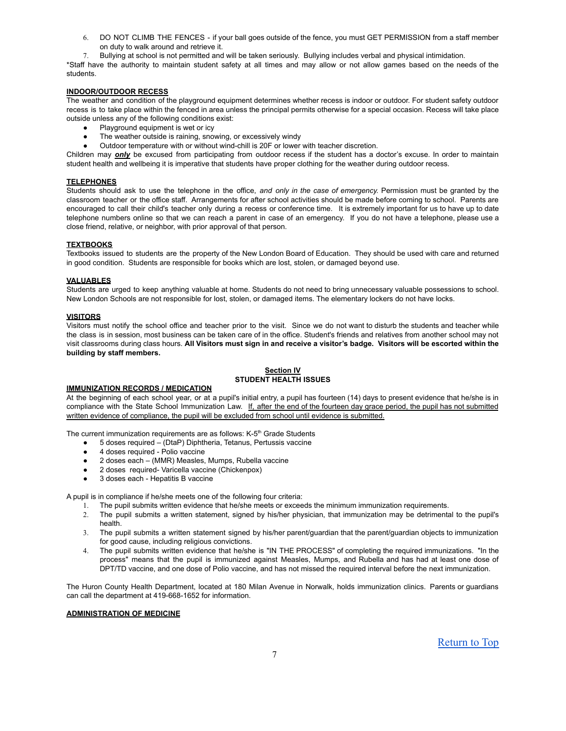6. DO NOT CLIMB THE FENCES - if your ball goes outside of the fence, you must GET PERMISSION from a staff member on duty to walk around and retrieve it.
7. Bullying at school is not permitted and will be taken seriously. Bullying includes verbal and physical intimidation.

*Staff have the authority to maintain student safety at all times and may allow or not allow games based on the needs of the students.

**INDOOR/OUTDOOR RECESS**

The weather and condition of the playground equipment determines whether recess is indoor or outdoor. For student safety outdoor recess is to take place within the fenced in area unless the principal permits otherwise for a special occasion. Recess will take place outside unless any of the following conditions exist:

- Playground equipment is wet or icy
- The weather outside is raining, snowing, or excessively windy
- Outdoor temperature with or without wind-chill is 20F or lower with teacher discretion.

Children may ***only*** be excused from participating from outdoor recess if the student has a doctor's excuse. In order to maintain student health and wellbeing it is imperative that students have proper clothing for the weather during outdoor recess.

**TELEPHONES**

Students should ask to use the telephone in the office, *and only in the case of emergency.* Permission must be granted by the classroom teacher or the office staff. Arrangements for after school activities should be made before coming to school. Parents are encouraged to call their child's teacher only during a recess or conference time. It is extremely important for us to have up to date telephone numbers online so that we can reach a parent in case of an emergency. If you do not have a telephone, please use a close friend, relative, or neighbor, with prior approval of that person.

**TEXTBOOKS**

Textbooks issued to students are the property of the New London Board of Education. They should be used with care and returned in good condition. Students are responsible for books which are lost, stolen, or damaged beyond use.

**VALUABLES**

Students are urged to keep anything valuable at home. Students do not need to bring unnecessary valuable possessions to school. New London Schools are not responsible for lost, stolen, or damaged items. The elementary lockers do not have locks.

**VISITORS**

Visitors must notify the school office and teacher prior to the visit. Since we do not want to disturb the students and teacher while the class is in session, most business can be taken care of in the office. Student's friends and relatives from another school may not visit classrooms during class hours. **All Visitors must sign in and receive a visitor's badge. Visitors will be escorted within the building by staff members.**

## Section IV
## STUDENT HEALTH ISSUES

**IMMUNIZATION RECORDS / MEDICATION**

At the beginning of each school year, or at a pupil's initial entry, a pupil has fourteen (14) days to present evidence that he/she is in compliance with the State School Immunization Law. If, after the end of the fourteen day grace period, the pupil has not submitted written evidence of compliance, the pupil will be excluded from school until evidence is submitted.

The current immunization requirements are as follows: K-5th Grade Students

- 5 doses required – (DtaP) Diphtheria, Tetanus, Pertussis vaccine
- 4 doses required - Polio vaccine
- 2 doses each – (MMR) Measles, Mumps, Rubella vaccine
- 2 doses required- Varicella vaccine (Chickenpox)
- 3 doses each - Hepatitis B vaccine

A pupil is in compliance if he/she meets one of the following four criteria:

1. The pupil submits written evidence that he/she meets or exceeds the minimum immunization requirements.
2. The pupil submits a written statement, signed by his/her physician, that immunization may be detrimental to the pupil's health.
3. The pupil submits a written statement signed by his/her parent/guardian that the parent/guardian objects to immunization for good cause, including religious convictions.
4. The pupil submits written evidence that he/she is "IN THE PROCESS" of completing the required immunizations. "In the process" means that the pupil is immunized against Measles, Mumps, and Rubella and has had at least one dose of DPT/TD vaccine, and one dose of Polio vaccine, and has not missed the required interval before the next immunization.

The Huron County Health Department, located at 180 Milan Avenue in Norwalk, holds immunization clinics. Parents or guardians can call the department at 419-668-1652 for information.

**ADMINISTRATION OF MEDICINE**

Return to Top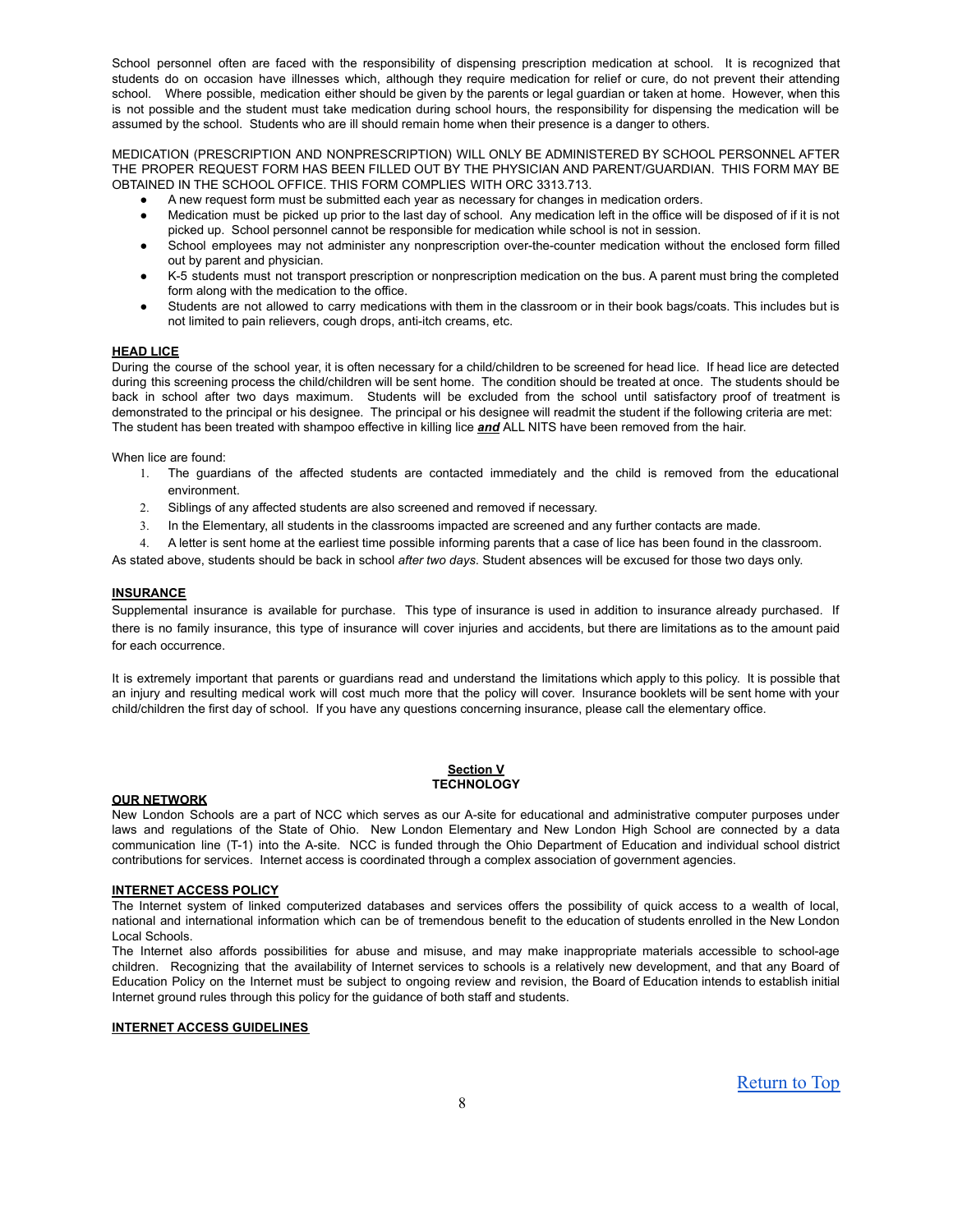School personnel often are faced with the responsibility of dispensing prescription medication at school. It is recognized that students do on occasion have illnesses which, although they require medication for relief or cure, do not prevent their attending school. Where possible, medication either should be given by the parents or legal guardian or taken at home. However, when this is not possible and the student must take medication during school hours, the responsibility for dispensing the medication will be assumed by the school. Students who are ill should remain home when their presence is a danger to others.

MEDICATION (PRESCRIPTION AND NONPRESCRIPTION) WILL ONLY BE ADMINISTERED BY SCHOOL PERSONNEL AFTER THE PROPER REQUEST FORM HAS BEEN FILLED OUT BY THE PHYSICIAN AND PARENT/GUARDIAN. THIS FORM MAY BE OBTAINED IN THE SCHOOL OFFICE. THIS FORM COMPLIES WITH ORC 3313.713.

- A new request form must be submitted each year as necessary for changes in medication orders.
- Medication must be picked up prior to the last day of school. Any medication left in the office will be disposed of if it is not picked up. School personnel cannot be responsible for medication while school is not in session.
- School employees may not administer any nonprescription over-the-counter medication without the enclosed form filled out by parent and physician.
- K-5 students must not transport prescription or nonprescription medication on the bus. A parent must bring the completed form along with the medication to the office.
- Students are not allowed to carry medications with them in the classroom or in their book bags/coats. This includes but is not limited to pain relievers, cough drops, anti-itch creams, etc.

**HEAD LICE**

During the course of the school year, it is often necessary for a child/children to be screened for head lice. If head lice are detected during this screening process the child/children will be sent home. The condition should be treated at once. The students should be back in school after two days maximum. Students will be excluded from the school until satisfactory proof of treatment is demonstrated to the principal or his designee. The principal or his designee will readmit the student if the following criteria are met: The student has been treated with shampoo effective in killing lice ***and*** ALL NITS have been removed from the hair.

When lice are found:

1. The guardians of the affected students are contacted immediately and the child is removed from the educational environment.
2. Siblings of any affected students are also screened and removed if necessary.
3. In the Elementary, all students in the classrooms impacted are screened and any further contacts are made.
4. A letter is sent home at the earliest time possible informing parents that a case of lice has been found in the classroom.

As stated above, students should be back in school *after two days*. Student absences will be excused for those two days only.

**INSURANCE**

Supplemental insurance is available for purchase. This type of insurance is used in addition to insurance already purchased. If there is no family insurance, this type of insurance will cover injuries and accidents, but there are limitations as to the amount paid for each occurrence.

It is extremely important that parents or guardians read and understand the limitations which apply to this policy. It is possible that an injury and resulting medical work will cost much more that the policy will cover. Insurance booklets will be sent home with your child/children the first day of school. If you have any questions concerning insurance, please call the elementary office.

## Section V
## TECHNOLOGY

**OUR NETWORK**

New London Schools are a part of NCC which serves as our A-site for educational and administrative computer purposes under laws and regulations of the State of Ohio. New London Elementary and New London High School are connected by a data communication line (T-1) into the A-site. NCC is funded through the Ohio Department of Education and individual school district contributions for services. Internet access is coordinated through a complex association of government agencies.

**INTERNET ACCESS POLICY**

The Internet system of linked computerized databases and services offers the possibility of quick access to a wealth of local, national and international information which can be of tremendous benefit to the education of students enrolled in the New London Local Schools.

The Internet also affords possibilities for abuse and misuse, and may make inappropriate materials accessible to school-age children. Recognizing that the availability of Internet services to schools is a relatively new development, and that any Board of Education Policy on the Internet must be subject to ongoing review and revision, the Board of Education intends to establish initial Internet ground rules through this policy for the guidance of both staff and students.

**INTERNET ACCESS GUIDELINES**

Return to Top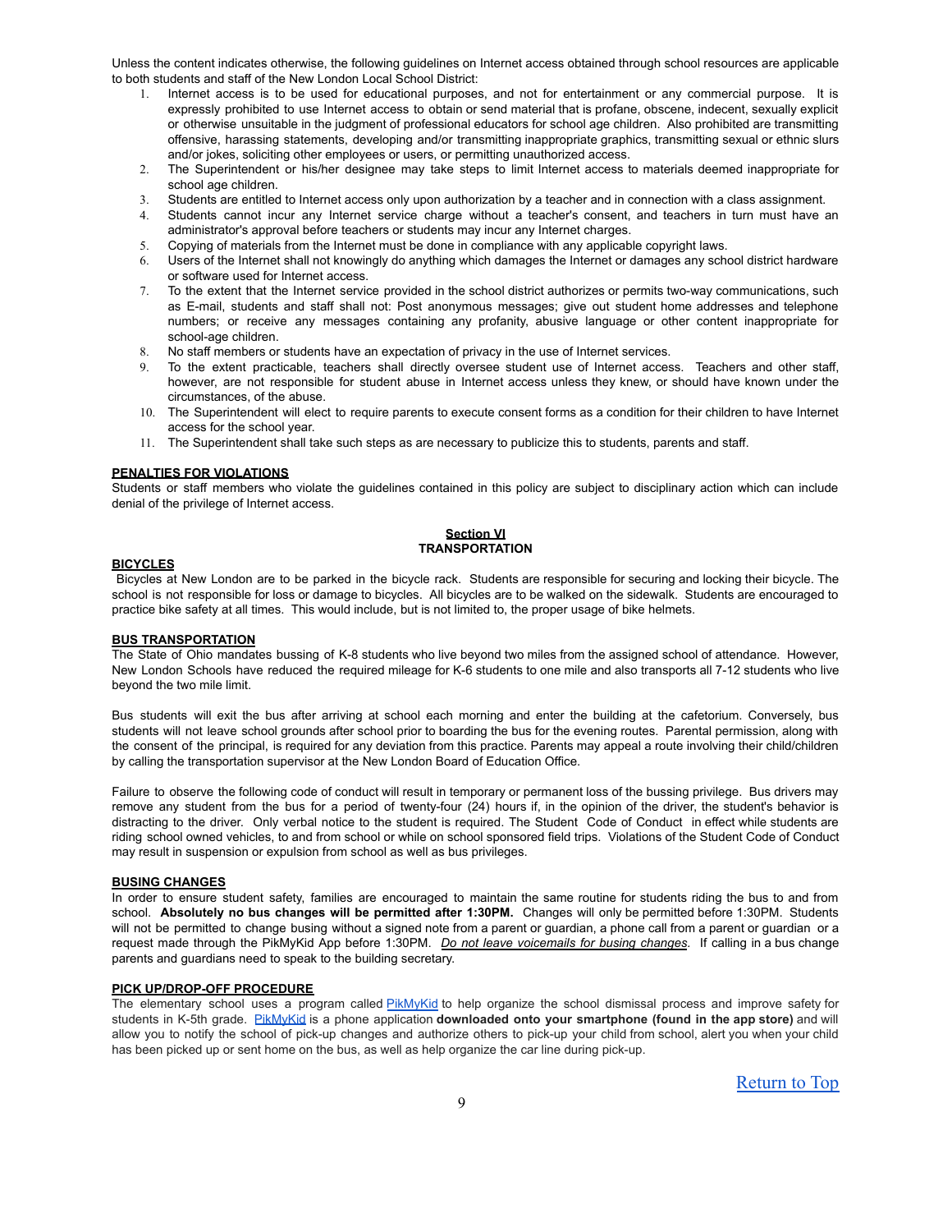Unless the content indicates otherwise, the following guidelines on Internet access obtained through school resources are applicable to both students and staff of the New London Local School District:

1. Internet access is to be used for educational purposes, and not for entertainment or any commercial purpose. It is expressly prohibited to use Internet access to obtain or send material that is profane, obscene, indecent, sexually explicit or otherwise unsuitable in the judgment of professional educators for school age children. Also prohibited are transmitting offensive, harassing statements, developing and/or transmitting inappropriate graphics, transmitting sexual or ethnic slurs and/or jokes, soliciting other employees or users, or permitting unauthorized access.
2. The Superintendent or his/her designee may take steps to limit Internet access to materials deemed inappropriate for school age children.
3. Students are entitled to Internet access only upon authorization by a teacher and in connection with a class assignment.
4. Students cannot incur any Internet service charge without a teacher's consent, and teachers in turn must have an administrator's approval before teachers or students may incur any Internet charges.
5. Copying of materials from the Internet must be done in compliance with any applicable copyright laws.
6. Users of the Internet shall not knowingly do anything which damages the Internet or damages any school district hardware or software used for Internet access.
7. To the extent that the Internet service provided in the school district authorizes or permits two-way communications, such as E-mail, students and staff shall not: Post anonymous messages; give out student home addresses and telephone numbers; or receive any messages containing any profanity, abusive language or other content inappropriate for school-age children.
8. No staff members or students have an expectation of privacy in the use of Internet services.
9. To the extent practicable, teachers shall directly oversee student use of Internet access. Teachers and other staff, however, are not responsible for student abuse in Internet access unless they knew, or should have known under the circumstances, of the abuse.
10. The Superintendent will elect to require parents to execute consent forms as a condition for their children to have Internet access for the school year.
11. The Superintendent shall take such steps as are necessary to publicize this to students, parents and staff.

**PENALTIES FOR VIOLATIONS**

Students or staff members who violate the guidelines contained in this policy are subject to disciplinary action which can include denial of the privilege of Internet access.

## Section VI
## TRANSPORTATION

**BICYCLES**

Bicycles at New London are to be parked in the bicycle rack. Students are responsible for securing and locking their bicycle. The school is not responsible for loss or damage to bicycles. All bicycles are to be walked on the sidewalk. Students are encouraged to practice bike safety at all times. This would include, but is not limited to, the proper usage of bike helmets.

**BUS TRANSPORTATION**

The State of Ohio mandates bussing of K-8 students who live beyond two miles from the assigned school of attendance. However, New London Schools have reduced the required mileage for K-6 students to one mile and also transports all 7-12 students who live beyond the two mile limit.

Bus students will exit the bus after arriving at school each morning and enter the building at the cafetorium. Conversely, bus students will not leave school grounds after school prior to boarding the bus for the evening routes. Parental permission, along with the consent of the principal, is required for any deviation from this practice. Parents may appeal a route involving their child/children by calling the transportation supervisor at the New London Board of Education Office.

Failure to observe the following code of conduct will result in temporary or permanent loss of the bussing privilege. Bus drivers may remove any student from the bus for a period of twenty-four (24) hours if, in the opinion of the driver, the student's behavior is distracting to the driver. Only verbal notice to the student is required. The Student Code of Conduct in effect while students are riding school owned vehicles, to and from school or while on school sponsored field trips. Violations of the Student Code of Conduct may result in suspension or expulsion from school as well as bus privileges.

**BUSING CHANGES**

In order to ensure student safety, families are encouraged to maintain the same routine for students riding the bus to and from school. **Absolutely no bus changes will be permitted after 1:30PM.** Changes will only be permitted before 1:30PM. Students will not be permitted to change busing without a signed note from a parent or guardian, a phone call from a parent or guardian or a request made through the PikMyKid App before 1:30PM. *Do not leave voicemails for busing changes.* If calling in a bus change parents and guardians need to speak to the building secretary.

**PICK UP/DROP-OFF PROCEDURE**

The elementary school uses a program called PikMyKid to help organize the school dismissal process and improve safety for students in K-5th grade. PikMyKid is a phone application **downloaded onto your smartphone (found in the app store)** and will allow you to notify the school of pick-up changes and authorize others to pick-up your child from school, alert you when your child has been picked up or sent home on the bus, as well as help organize the car line during pick-up.

Return to Top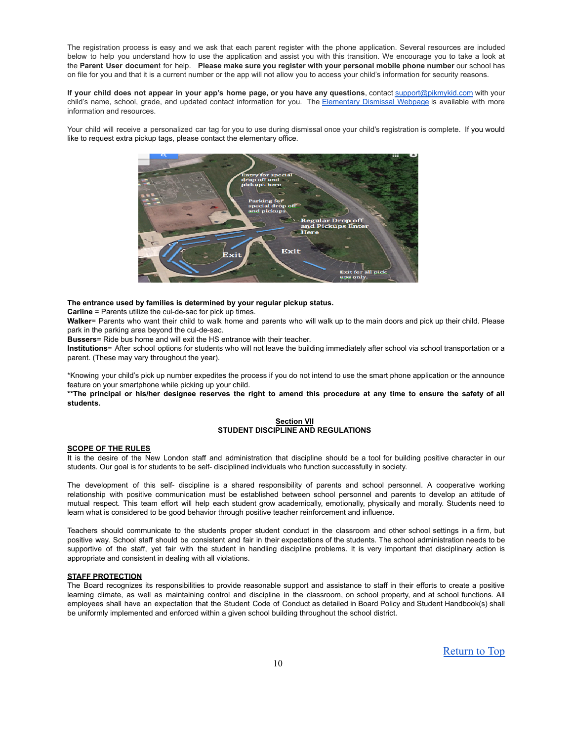The registration process is easy and we ask that each parent register with the phone application. Several resources are included below to help you understand how to use the application and assist you with this transition. We encourage you to take a look at the **Parent User documen**t for help. **Please make sure you register with your personal mobile phone number** our school has on file for you and that it is a current number or the app will not allow you to access your child's information for security reasons.

**If your child does not appear in your app's home page, or you have any questions**, contact support@pikmykid.com with your child's name, school, grade, and updated contact information for you. The Elementary Dismissal Webpage is available with more information and resources.

Your child will receive a personalized car tag for you to use during dismissal once your child's registration is complete. If you would like to request extra pickup tags, please contact the elementary office.

**The entrance used by families is determined by your regular pickup status.**
**Carline** = Parents utilize the cul-de-sac for pick up times.
**Walker**= Parents who want their child to walk home and parents who will walk up to the main doors and pick up their child. Please park in the parking area beyond the cul-de-sac.
**Bussers**= Ride bus home and will exit the HS entrance with their teacher.
**Institutions**= After school options for students who will not leave the building immediately after school via school transportation or a parent. (These may vary throughout the year).

*Knowing your child's pick up number expedites the process if you do not intend to use the smart phone application or the announce feature on your smartphone while picking up your child.
**\*\*The principal or his/her designee reserves the right to amend this procedure at any time to ensure the safety of all students.**

## Section VII
## STUDENT DISCIPLINE AND REGULATIONS

### SCOPE OF THE RULES

It is the desire of the New London staff and administration that discipline should be a tool for building positive character in our students. Our goal is for students to be self- disciplined individuals who function successfully in society.

The development of this self- discipline is a shared responsibility of parents and school personnel. A cooperative working relationship with positive communication must be established between school personnel and parents to develop an attitude of mutual respect. This team effort will help each student grow academically, emotionally, physically and morally. Students need to learn what is considered to be good behavior through positive teacher reinforcement and influence.

Teachers should communicate to the students proper student conduct in the classroom and other school settings in a firm, but positive way. School staff should be consistent and fair in their expectations of the students. The school administration needs to be supportive of the staff, yet fair with the student in handling discipline problems. It is very important that disciplinary action is appropriate and consistent in dealing with all violations.

### STAFF PROTECTION

The Board recognizes its responsibilities to provide reasonable support and assistance to staff in their efforts to create a positive learning climate, as well as maintaining control and discipline in the classroom, on school property, and at school functions. All employees shall have an expectation that the Student Code of Conduct as detailed in Board Policy and Student Handbook(s) shall be uniformly implemented and enforced within a given school building throughout the school district.

Return to Top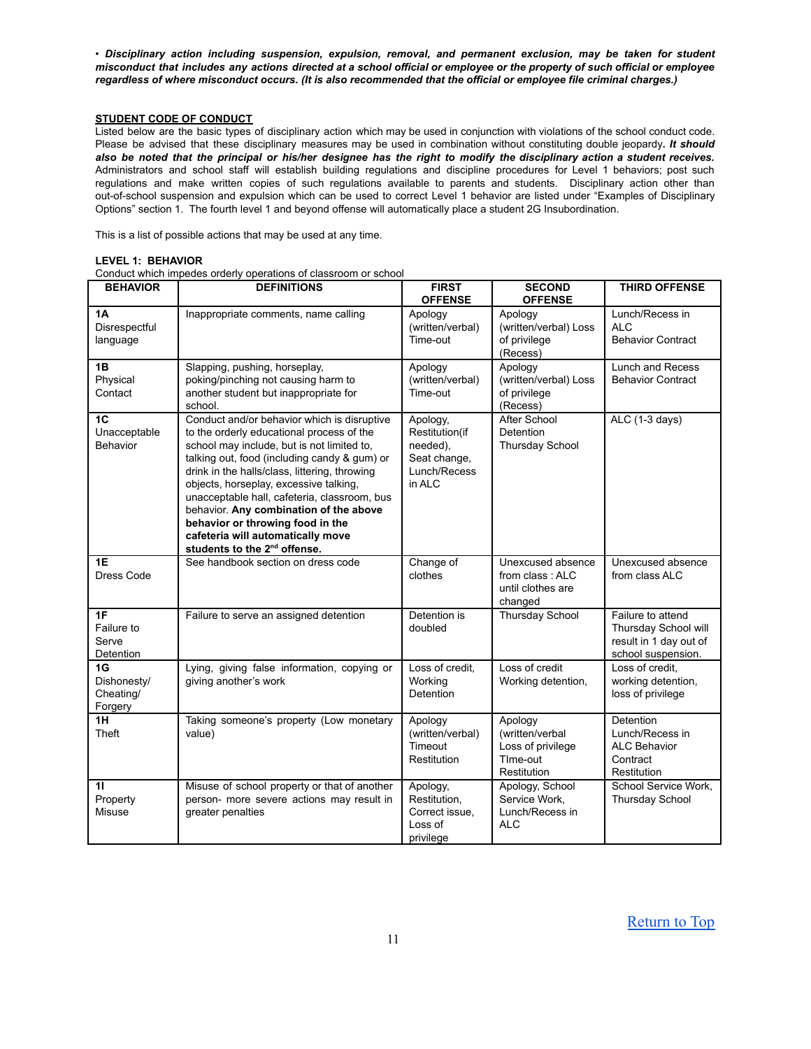• ***Disciplinary action including suspension, expulsion, removal, and permanent exclusion, may be taken for student misconduct that includes any actions directed at a school official or employee or the property of such official or employee regardless of where misconduct occurs. (It is also recommended that the official or employee file criminal charges.)***

## STUDENT CODE OF CONDUCT

Listed below are the basic types of disciplinary action which may be used in conjunction with violations of the school conduct code. Please be advised that these disciplinary measures may be used in combination without constituting double jeopardy***. It should also be noted that the principal or his/her designee has the right to modify the disciplinary action a student receives.*** Administrators and school staff will establish building regulations and discipline procedures for Level 1 behaviors; post such regulations and make written copies of such regulations available to parents and students. Disciplinary action other than out-of-school suspension and expulsion which can be used to correct Level 1 behavior are listed under "Examples of Disciplinary Options" section 1. The fourth level 1 and beyond offense will automatically place a student 2G Insubordination.

This is a list of possible actions that may be used at any time.

**LEVEL 1: BEHAVIOR**

Conduct which impedes orderly operations of classroom or school

| BEHAVIOR | DEFINITIONS | FIRST OFFENSE | SECOND OFFENSE | THIRD OFFENSE |
|---|---|---|---|---|
| **1A** Disrespectful language | Inappropriate comments, name calling | Apology (written/verbal) Time-out | Apology (written/verbal) Loss of privilege (Recess) | Lunch/Recess in ALC Behavior Contract |
| **1B** Physical Contact | Slapping, pushing, horseplay, poking/pinching not causing harm to another student but inappropriate for school. | Apology (written/verbal) Time-out | Apology (written/verbal) Loss of privilege (Recess) | Lunch and Recess Behavior Contract |
| **1C** Unacceptable Behavior | Conduct and/or behavior which is disruptive to the orderly educational process of the school may include, but is not limited to, talking out, food (including candy & gum) or drink in the halls/class, littering, throwing objects, horseplay, excessive talking, unacceptable hall, cafeteria, classroom, bus behavior. **Any combination of the above behavior or throwing food in the cafeteria will automatically move students to the 2nd offense.** | Apology, Restitution(if needed), Seat change, Lunch/Recess in ALC | After School Detention Thursday School | ALC (1-3 days) |
| **1E** Dress Code | See handbook section on dress code | Change of clothes | Unexcused absence from class : ALC until clothes are changed | Unexcused absence from class ALC |
| **1F** Failure to Serve Detention | Failure to serve an assigned detention | Detention is doubled | Thursday School | Failure to attend Thursday School will result in 1 day out of school suspension. |
| **1G** Dishonesty/ Cheating/ Forgery | Lying, giving false information, copying or giving another's work | Loss of credit, Working Detention | Loss of credit Working detention, | Loss of credit, working detention, loss of privilege |
| **1H** Theft | Taking someone's property (Low monetary value) | Apology (written/verbal) Timeout Restitution | Apology (written/verbal Loss of privilege TIme-out Restitution | Detention Lunch/Recess in ALC Behavior Contract Restitution |
| **1I** Property Misuse | Misuse of school property or that of another person- more severe actions may result in greater penalties | Apology, Restitution, Correct issue, Loss of privilege | Apology, School Service Work, Lunch/Recess in ALC | School Service Work, Thursday School |

Return to Top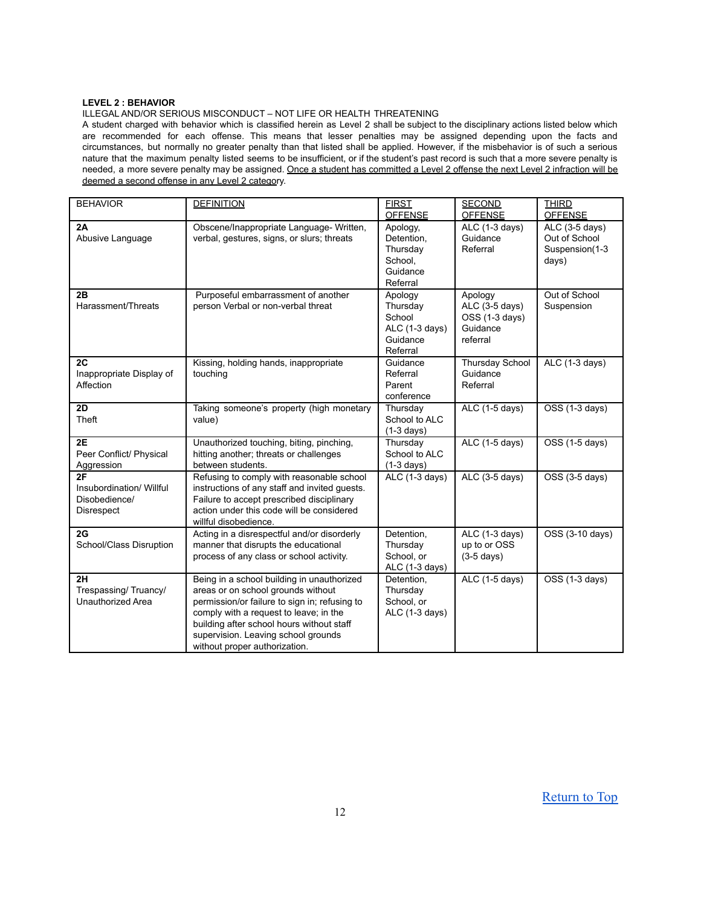**LEVEL 2 : BEHAVIOR**

ILLEGAL AND/OR SERIOUS MISCONDUCT – NOT LIFE OR HEALTH THREATENING

A student charged with behavior which is classified herein as Level 2 shall be subject to the disciplinary actions listed below which are recommended for each offense. This means that lesser penalties may be assigned depending upon the facts and circumstances, but normally no greater penalty than that listed shall be applied. However, if the misbehavior is of such a serious nature that the maximum penalty listed seems to be insufficient, or if the student's past record is such that a more severe penalty is needed, a more severe penalty may be assigned. Once a student has committed a Level 2 offense the next Level 2 infraction will be deemed a second offense in any Level 2 category.

| BEHAVIOR | DEFINITION | FIRST OFFENSE | SECOND OFFENSE | THIRD OFFENSE |
|---|---|---|---|---|
| **2A** Abusive Language | Obscene/Inappropriate Language- Written, verbal, gestures, signs, or slurs; threats | Apology, Detention, Thursday School, Guidance Referral | ALC (1-3 days) Guidance Referral | ALC (3-5 days) Out of School Suspension(1-3 days) |
| **2B** Harassment/Threats | Purposeful embarrassment of another person Verbal or non-verbal threat | Apology Thursday School ALC (1-3 days) Guidance Referral | Apology ALC (3-5 days) OSS (1-3 days) Guidance referral | Out of School Suspension |
| **2C** Inappropriate Display of Affection | Kissing, holding hands, inappropriate touching | Guidance Referral Parent conference | Thursday School Guidance Referral | ALC (1-3 days) |
| **2D** Theft | Taking someone's property (high monetary value) | Thursday School to ALC (1-3 days) | ALC (1-5 days) | OSS (1-3 days) |
| **2E** Peer Conflict/ Physical Aggression | Unauthorized touching, biting, pinching, hitting another; threats or challenges between students. | Thursday School to ALC (1-3 days) | ALC (1-5 days) | OSS (1-5 days) |
| **2F** Insubordination/ Willful Disobedience/ Disrespect | Refusing to comply with reasonable school instructions of any staff and invited guests. Failure to accept prescribed disciplinary action under this code will be considered willful disobedience. | ALC (1-3 days) | ALC (3-5 days) | OSS (3-5 days) |
| **2G** School/Class Disruption | Acting in a disrespectful and/or disorderly manner that disrupts the educational process of any class or school activity. | Detention, Thursday School, or ALC (1-3 days) | ALC (1-3 days) up to or OSS (3-5 days) | OSS (3-10 days) |
| **2H** Trespassing/ Truancy/ Unauthorized Area | Being in a school building in unauthorized areas or on school grounds without permission/or failure to sign in; refusing to comply with a request to leave; in the building after school hours without staff supervision. Leaving school grounds without proper authorization. | Detention, Thursday School, or ALC (1-3 days) | ALC (1-5 days) | OSS (1-3 days) |

Return to Top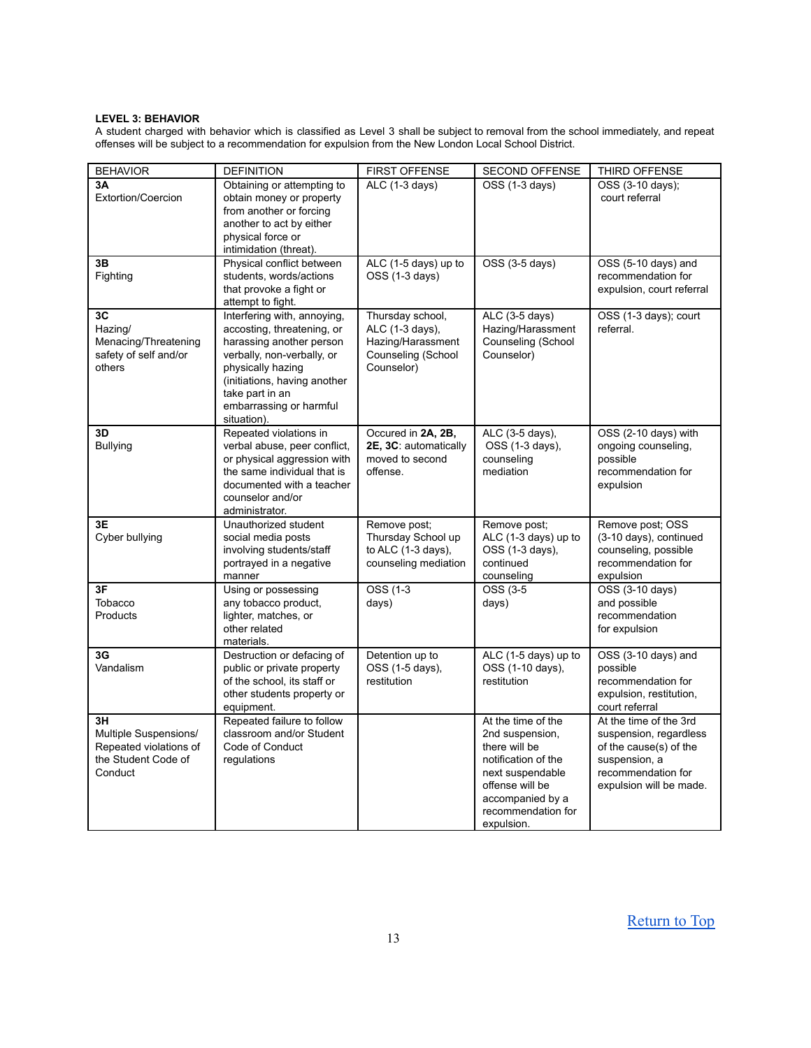**LEVEL 3: BEHAVIOR**

A student charged with behavior which is classified as Level 3 shall be subject to removal from the school immediately, and repeat offenses will be subject to a recommendation for expulsion from the New London Local School District.

| BEHAVIOR | DEFINITION | FIRST OFFENSE | SECOND OFFENSE | THIRD OFFENSE |
|---|---|---|---|---|
| **3A** Extortion/Coercion | Obtaining or attempting to obtain money or property from another or forcing another to act by either physical force or intimidation (threat). | ALC (1-3 days) | OSS (1-3 days) | OSS (3-10 days); court referral |
| **3B** Fighting | Physical conflict between students, words/actions that provoke a fight or attempt to fight. | ALC (1-5 days) up to OSS (1-3 days) | OSS (3-5 days) | OSS (5-10 days) and recommendation for expulsion, court referral |
| **3C** Hazing/ Menacing/Threatening safety of self and/or others | Interfering with, annoying, accosting, threatening, or harassing another person verbally, non-verbally, or physically hazing (initiations, having another take part in an embarrassing or harmful situation). | Thursday school, ALC (1-3 days), Hazing/Harassment Counseling (School Counselor) | ALC (3-5 days) Hazing/Harassment Counseling (School Counselor) | OSS (1-3 days); court referral. |
| **3D** Bullying | Repeated violations in verbal abuse, peer conflict, or physical aggression with the same individual that is documented with a teacher counselor and/or administrator. | Occured in **2A, 2B, 2E, 3C**: automatically moved to second offense. | ALC (3-5 days), OSS (1-3 days), counseling mediation | OSS (2-10 days) with ongoing counseling, possible recommendation for expulsion |
| **3E** Cyber bullying | Unauthorized student social media posts involving students/staff portrayed in a negative manner | Remove post; Thursday School up to ALC (1-3 days), counseling mediation | Remove post; ALC (1-3 days) up to OSS (1-3 days), continued counseling | Remove post; OSS (3-10 days), continued counseling, possible recommendation for expulsion |
| **3F** Tobacco Products | Using or possessing any tobacco product, lighter, matches, or other related materials. | OSS (1-3 days) | OSS (3-5 days) | OSS (3-10 days) and possible recommendation for expulsion |
| **3G** Vandalism | Destruction or defacing of public or private property of the school, its staff or other students property or equipment. | Detention up to OSS (1-5 days), restitution | ALC (1-5 days) up to OSS (1-10 days), restitution | OSS (3-10 days) and possible recommendation for expulsion, restitution, court referral |
| **3H** Multiple Suspensions/ Repeated violations of the Student Code of Conduct | Repeated failure to follow classroom and/or Student Code of Conduct regulations | | At the time of the 2nd suspension, there will be notification of the next suspendable offense will be accompanied by a recommendation for expulsion. | At the time of the 3rd suspension, regardless of the cause(s) of the suspension, a recommendation for expulsion will be made. |

Return to Top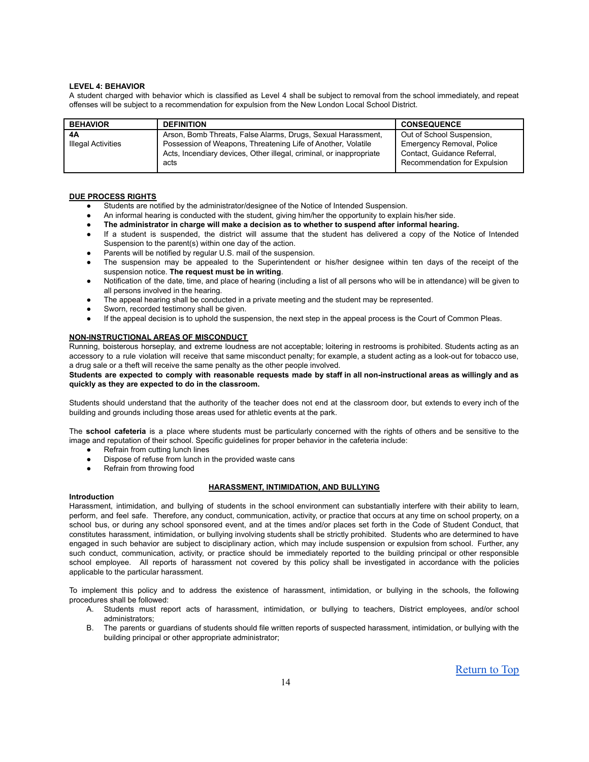**LEVEL 4: BEHAVIOR**

A student charged with behavior which is classified as Level 4 shall be subject to removal from the school immediately, and repeat offenses will be subject to a recommendation for expulsion from the New London Local School District.

| BEHAVIOR | DEFINITION | CONSEQUENCE |
|---|---|---|
| **4A** Illegal Activities | Arson, Bomb Threats, False Alarms, Drugs, Sexual Harassment, Possession of Weapons, Threatening Life of Another, Volatile Acts, Incendiary devices, Other illegal, criminal, or inappropriate acts | Out of School Suspension, Emergency Removal, Police Contact, Guidance Referral, Recommendation for Expulsion |

**DUE PROCESS RIGHTS**

- Students are notified by the administrator/designee of the Notice of Intended Suspension.
- An informal hearing is conducted with the student, giving him/her the opportunity to explain his/her side.
- **The administrator in charge will make a decision as to whether to suspend after informal hearing.**
- If a student is suspended, the district will assume that the student has delivered a copy of the Notice of Intended Suspension to the parent(s) within one day of the action.
- Parents will be notified by regular U.S. mail of the suspension.
- The suspension may be appealed to the Superintendent or his/her designee within ten days of the receipt of the suspension notice. **The request must be in writing**.
- Notification of the date, time, and place of hearing (including a list of all persons who will be in attendance) will be given to all persons involved in the hearing.
- The appeal hearing shall be conducted in a private meeting and the student may be represented.
- Sworn, recorded testimony shall be given.
- If the appeal decision is to uphold the suspension, the next step in the appeal process is the Court of Common Pleas.

**NON-INSTRUCTIONAL AREAS OF MISCONDUCT**

Running, boisterous horseplay, and extreme loudness are not acceptable; loitering in restrooms is prohibited. Students acting as an accessory to a rule violation will receive that same misconduct penalty; for example, a student acting as a look-out for tobacco use, a drug sale or a theft will receive the same penalty as the other people involved.

**Students are expected to comply with reasonable requests made by staff in all non-instructional areas as willingly and as quickly as they are expected to do in the classroom.**

Students should understand that the authority of the teacher does not end at the classroom door, but extends to every inch of the building and grounds including those areas used for athletic events at the park.

The **school cafeteria** is a place where students must be particularly concerned with the rights of others and be sensitive to the image and reputation of their school. Specific guidelines for proper behavior in the cafeteria include:

- Refrain from cutting lunch lines
- Dispose of refuse from lunch in the provided waste cans
- Refrain from throwing food

## HARASSMENT, INTIMIDATION, AND BULLYING

**Introduction**

Harassment, intimidation, and bullying of students in the school environment can substantially interfere with their ability to learn, perform, and feel safe. Therefore, any conduct, communication, activity, or practice that occurs at any time on school property, on a school bus, or during any school sponsored event, and at the times and/or places set forth in the Code of Student Conduct, that constitutes harassment, intimidation, or bullying involving students shall be strictly prohibited. Students who are determined to have engaged in such behavior are subject to disciplinary action, which may include suspension or expulsion from school. Further, any such conduct, communication, activity, or practice should be immediately reported to the building principal or other responsible school employee. All reports of harassment not covered by this policy shall be investigated in accordance with the policies applicable to the particular harassment.

To implement this policy and to address the existence of harassment, intimidation, or bullying in the schools, the following procedures shall be followed:

A. Students must report acts of harassment, intimidation, or bullying to teachers, District employees, and/or school administrators;

B. The parents or guardians of students should file written reports of suspected harassment, intimidation, or bullying with the building principal or other appropriate administrator;

Return to Top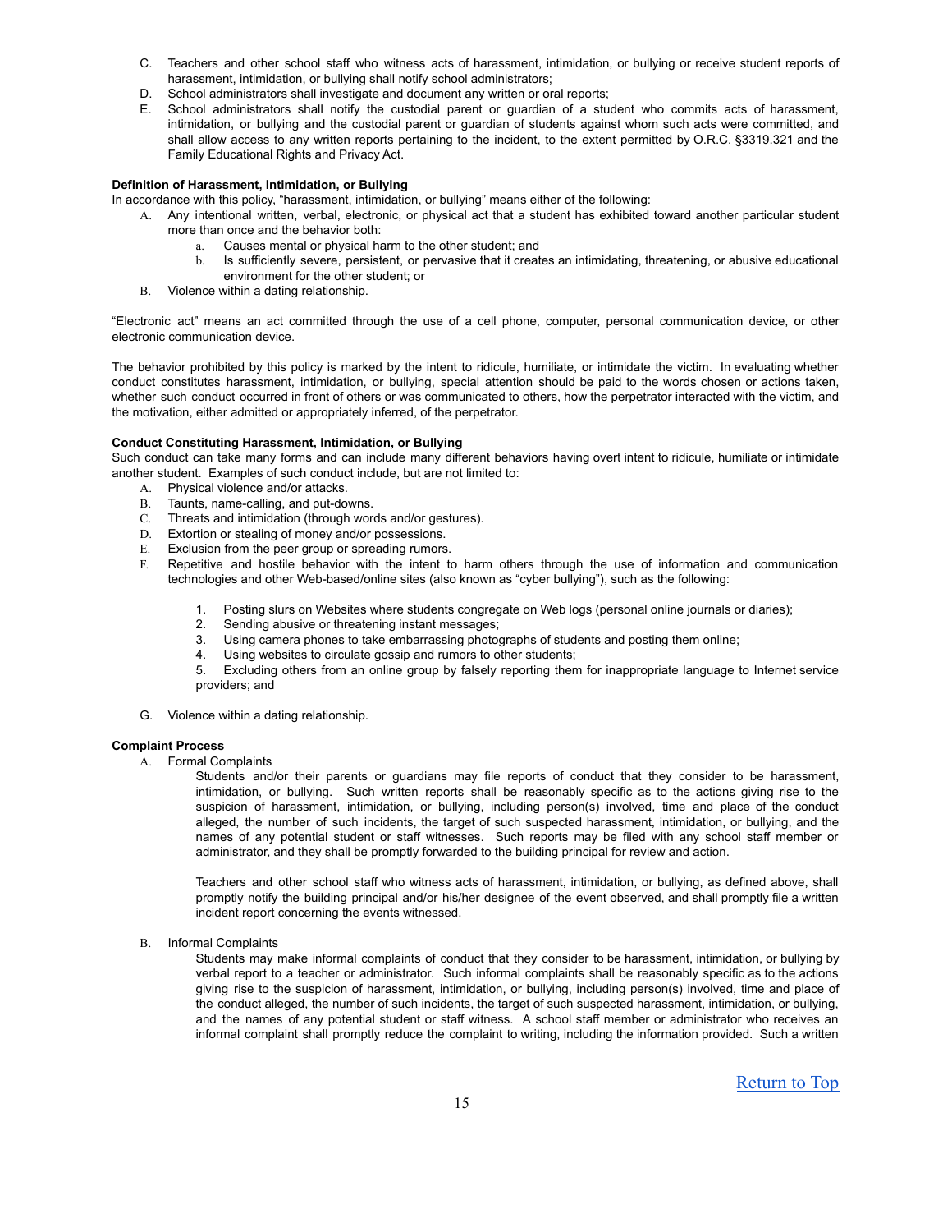C. Teachers and other school staff who witness acts of harassment, intimidation, or bullying or receive student reports of harassment, intimidation, or bullying shall notify school administrators;
D. School administrators shall investigate and document any written or oral reports;
E. School administrators shall notify the custodial parent or guardian of a student who commits acts of harassment, intimidation, or bullying and the custodial parent or guardian of students against whom such acts were committed, and shall allow access to any written reports pertaining to the incident, to the extent permitted by O.R.C. §3319.321 and the Family Educational Rights and Privacy Act.

**Definition of Harassment, Intimidation, or Bullying**

In accordance with this policy, "harassment, intimidation, or bullying" means either of the following:

A. Any intentional written, verbal, electronic, or physical act that a student has exhibited toward another particular student more than once and the behavior both:
   a. Causes mental or physical harm to the other student; and
   b. Is sufficiently severe, persistent, or pervasive that it creates an intimidating, threatening, or abusive educational environment for the other student; or
B. Violence within a dating relationship.

"Electronic act" means an act committed through the use of a cell phone, computer, personal communication device, or other electronic communication device.

The behavior prohibited by this policy is marked by the intent to ridicule, humiliate, or intimidate the victim. In evaluating whether conduct constitutes harassment, intimidation, or bullying, special attention should be paid to the words chosen or actions taken, whether such conduct occurred in front of others or was communicated to others, how the perpetrator interacted with the victim, and the motivation, either admitted or appropriately inferred, of the perpetrator.

**Conduct Constituting Harassment, Intimidation, or Bullying**

Such conduct can take many forms and can include many different behaviors having overt intent to ridicule, humiliate or intimidate another student. Examples of such conduct include, but are not limited to:

A. Physical violence and/or attacks.
B. Taunts, name-calling, and put-downs.
C. Threats and intimidation (through words and/or gestures).
D. Extortion or stealing of money and/or possessions.
E. Exclusion from the peer group or spreading rumors.
F. Repetitive and hostile behavior with the intent to harm others through the use of information and communication technologies and other Web-based/online sites (also known as "cyber bullying"), such as the following:

   1. Posting slurs on Websites where students congregate on Web logs (personal online journals or diaries);
   2. Sending abusive or threatening instant messages;
   3. Using camera phones to take embarrassing photographs of students and posting them online;
   4. Using websites to circulate gossip and rumors to other students;
   5. Excluding others from an online group by falsely reporting them for inappropriate language to Internet service providers; and

G. Violence within a dating relationship.

**Complaint Process**

A. Formal Complaints

   Students and/or their parents or guardians may file reports of conduct that they consider to be harassment, intimidation, or bullying. Such written reports shall be reasonably specific as to the actions giving rise to the suspicion of harassment, intimidation, or bullying, including person(s) involved, time and place of the conduct alleged, the number of such incidents, the target of such suspected harassment, intimidation, or bullying, and the names of any potential student or staff witnesses. Such reports may be filed with any school staff member or administrator, and they shall be promptly forwarded to the building principal for review and action.

   Teachers and other school staff who witness acts of harassment, intimidation, or bullying, as defined above, shall promptly notify the building principal and/or his/her designee of the event observed, and shall promptly file a written incident report concerning the events witnessed.

B. Informal Complaints

   Students may make informal complaints of conduct that they consider to be harassment, intimidation, or bullying by verbal report to a teacher or administrator. Such informal complaints shall be reasonably specific as to the actions giving rise to the suspicion of harassment, intimidation, or bullying, including person(s) involved, time and place of the conduct alleged, the number of such incidents, the target of such suspected harassment, intimidation, or bullying, and the names of any potential student or staff witness. A school staff member or administrator who receives an informal complaint shall promptly reduce the complaint to writing, including the information provided. Such a written

Return to Top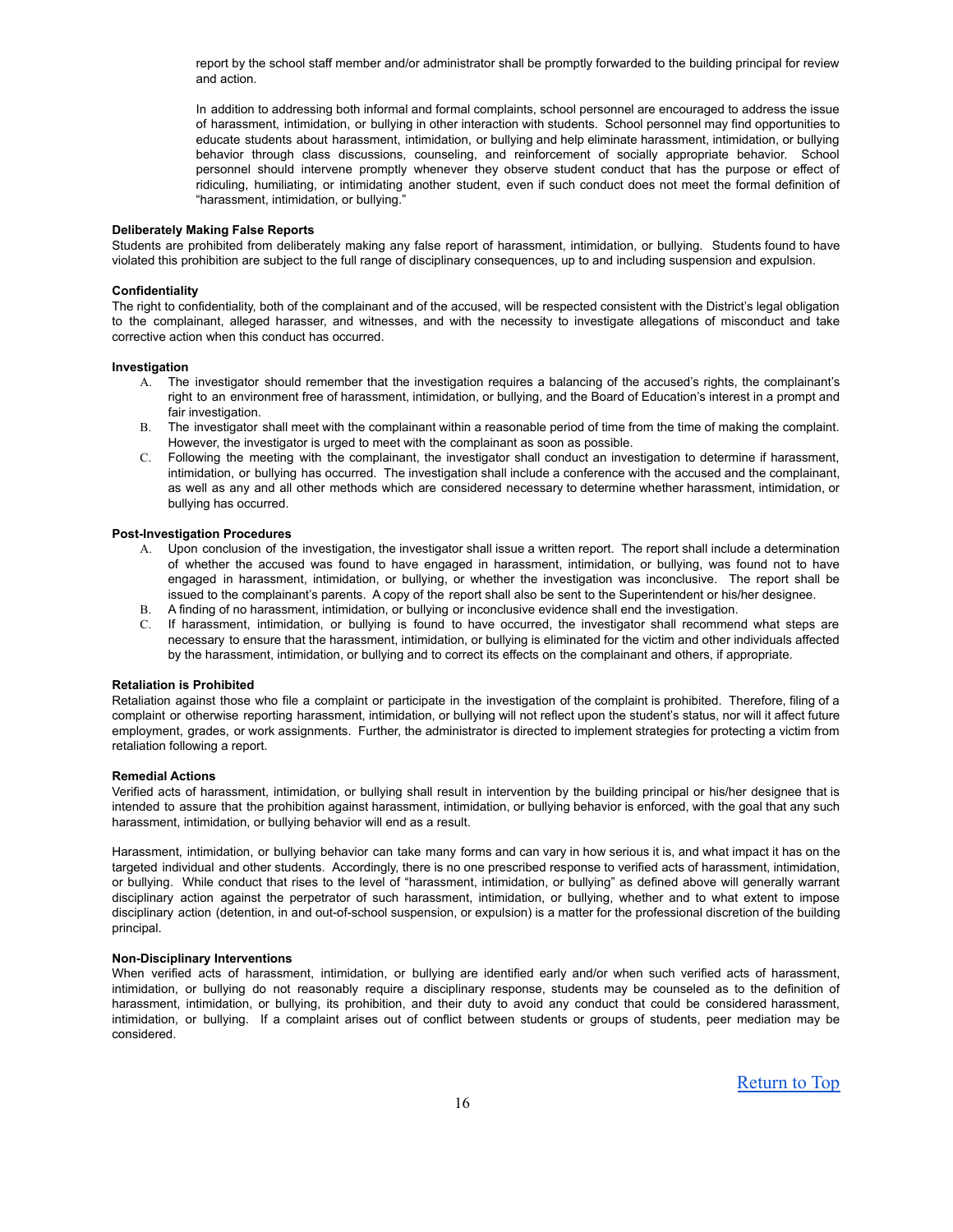report by the school staff member and/or administrator shall be promptly forwarded to the building principal for review and action.

In addition to addressing both informal and formal complaints, school personnel are encouraged to address the issue of harassment, intimidation, or bullying in other interaction with students. School personnel may find opportunities to educate students about harassment, intimidation, or bullying and help eliminate harassment, intimidation, or bullying behavior through class discussions, counseling, and reinforcement of socially appropriate behavior. School personnel should intervene promptly whenever they observe student conduct that has the purpose or effect of ridiculing, humiliating, or intimidating another student, even if such conduct does not meet the formal definition of "harassment, intimidation, or bullying."

**Deliberately Making False Reports**

Students are prohibited from deliberately making any false report of harassment, intimidation, or bullying. Students found to have violated this prohibition are subject to the full range of disciplinary consequences, up to and including suspension and expulsion.

**Confidentiality**

The right to confidentiality, both of the complainant and of the accused, will be respected consistent with the District's legal obligation to the complainant, alleged harasser, and witnesses, and with the necessity to investigate allegations of misconduct and take corrective action when this conduct has occurred.

**Investigation**

A. The investigator should remember that the investigation requires a balancing of the accused's rights, the complainant's right to an environment free of harassment, intimidation, or bullying, and the Board of Education's interest in a prompt and fair investigation.
B. The investigator shall meet with the complainant within a reasonable period of time from the time of making the complaint. However, the investigator is urged to meet with the complainant as soon as possible.
C. Following the meeting with the complainant, the investigator shall conduct an investigation to determine if harassment, intimidation, or bullying has occurred. The investigation shall include a conference with the accused and the complainant, as well as any and all other methods which are considered necessary to determine whether harassment, intimidation, or bullying has occurred.

**Post-Investigation Procedures**

A. Upon conclusion of the investigation, the investigator shall issue a written report. The report shall include a determination of whether the accused was found to have engaged in harassment, intimidation, or bullying, was found not to have engaged in harassment, intimidation, or bullying, or whether the investigation was inconclusive. The report shall be issued to the complainant's parents. A copy of the report shall also be sent to the Superintendent or his/her designee.
B. A finding of no harassment, intimidation, or bullying or inconclusive evidence shall end the investigation.
C. If harassment, intimidation, or bullying is found to have occurred, the investigator shall recommend what steps are necessary to ensure that the harassment, intimidation, or bullying is eliminated for the victim and other individuals affected by the harassment, intimidation, or bullying and to correct its effects on the complainant and others, if appropriate.

**Retaliation is Prohibited**

Retaliation against those who file a complaint or participate in the investigation of the complaint is prohibited. Therefore, filing of a complaint or otherwise reporting harassment, intimidation, or bullying will not reflect upon the student's status, nor will it affect future employment, grades, or work assignments. Further, the administrator is directed to implement strategies for protecting a victim from retaliation following a report.

**Remedial Actions**

Verified acts of harassment, intimidation, or bullying shall result in intervention by the building principal or his/her designee that is intended to assure that the prohibition against harassment, intimidation, or bullying behavior is enforced, with the goal that any such harassment, intimidation, or bullying behavior will end as a result.

Harassment, intimidation, or bullying behavior can take many forms and can vary in how serious it is, and what impact it has on the targeted individual and other students. Accordingly, there is no one prescribed response to verified acts of harassment, intimidation, or bullying. While conduct that rises to the level of "harassment, intimidation, or bullying" as defined above will generally warrant disciplinary action against the perpetrator of such harassment, intimidation, or bullying, whether and to what extent to impose disciplinary action (detention, in and out-of-school suspension, or expulsion) is a matter for the professional discretion of the building principal.

**Non-Disciplinary Interventions**

When verified acts of harassment, intimidation, or bullying are identified early and/or when such verified acts of harassment, intimidation, or bullying do not reasonably require a disciplinary response, students may be counseled as to the definition of harassment, intimidation, or bullying, its prohibition, and their duty to avoid any conduct that could be considered harassment, intimidation, or bullying. If a complaint arises out of conflict between students or groups of students, peer mediation may be considered.

Return to Top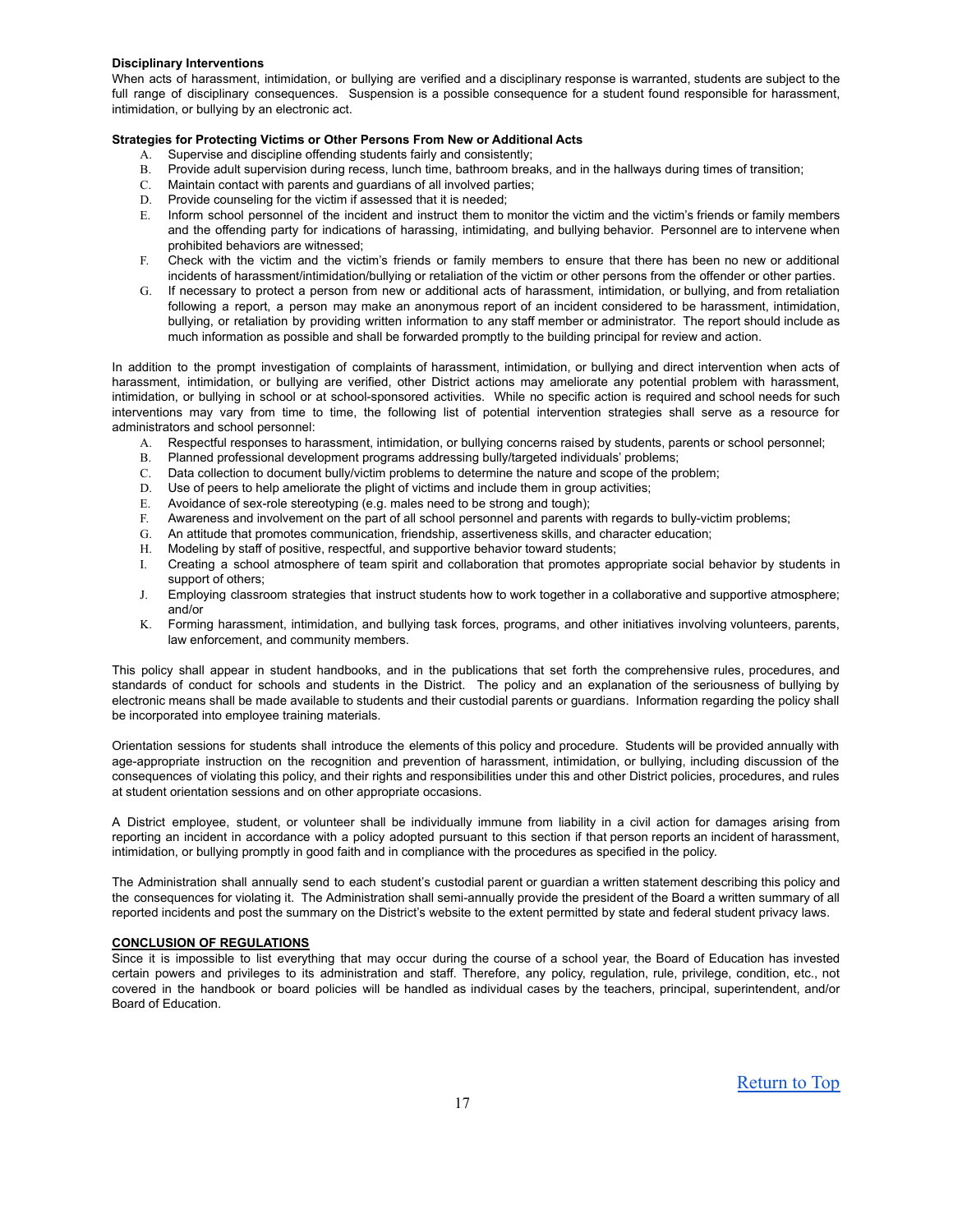**Disciplinary Interventions**

When acts of harassment, intimidation, or bullying are verified and a disciplinary response is warranted, students are subject to the full range of disciplinary consequences. Suspension is a possible consequence for a student found responsible for harassment, intimidation, or bullying by an electronic act.

**Strategies for Protecting Victims or Other Persons From New or Additional Acts**

A. Supervise and discipline offending students fairly and consistently;
B. Provide adult supervision during recess, lunch time, bathroom breaks, and in the hallways during times of transition;
C. Maintain contact with parents and guardians of all involved parties;
D. Provide counseling for the victim if assessed that it is needed;
E. Inform school personnel of the incident and instruct them to monitor the victim and the victim's friends or family members and the offending party for indications of harassing, intimidating, and bullying behavior. Personnel are to intervene when prohibited behaviors are witnessed;
F. Check with the victim and the victim's friends or family members to ensure that there has been no new or additional incidents of harassment/intimidation/bullying or retaliation of the victim or other persons from the offender or other parties.
G. If necessary to protect a person from new or additional acts of harassment, intimidation, or bullying, and from retaliation following a report, a person may make an anonymous report of an incident considered to be harassment, intimidation, bullying, or retaliation by providing written information to any staff member or administrator. The report should include as much information as possible and shall be forwarded promptly to the building principal for review and action.

In addition to the prompt investigation of complaints of harassment, intimidation, or bullying and direct intervention when acts of harassment, intimidation, or bullying are verified, other District actions may ameliorate any potential problem with harassment, intimidation, or bullying in school or at school-sponsored activities. While no specific action is required and school needs for such interventions may vary from time to time, the following list of potential intervention strategies shall serve as a resource for administrators and school personnel:

A. Respectful responses to harassment, intimidation, or bullying concerns raised by students, parents or school personnel;
B. Planned professional development programs addressing bully/targeted individuals' problems;
C. Data collection to document bully/victim problems to determine the nature and scope of the problem;
D. Use of peers to help ameliorate the plight of victims and include them in group activities;
E. Avoidance of sex-role stereotyping (e.g. males need to be strong and tough);
F. Awareness and involvement on the part of all school personnel and parents with regards to bully-victim problems;
G. An attitude that promotes communication, friendship, assertiveness skills, and character education;
H. Modeling by staff of positive, respectful, and supportive behavior toward students;
I. Creating a school atmosphere of team spirit and collaboration that promotes appropriate social behavior by students in support of others;
J. Employing classroom strategies that instruct students how to work together in a collaborative and supportive atmosphere; and/or
K. Forming harassment, intimidation, and bullying task forces, programs, and other initiatives involving volunteers, parents, law enforcement, and community members.

This policy shall appear in student handbooks, and in the publications that set forth the comprehensive rules, procedures, and standards of conduct for schools and students in the District. The policy and an explanation of the seriousness of bullying by electronic means shall be made available to students and their custodial parents or guardians. Information regarding the policy shall be incorporated into employee training materials.

Orientation sessions for students shall introduce the elements of this policy and procedure. Students will be provided annually with age-appropriate instruction on the recognition and prevention of harassment, intimidation, or bullying, including discussion of the consequences of violating this policy, and their rights and responsibilities under this and other District policies, procedures, and rules at student orientation sessions and on other appropriate occasions.

A District employee, student, or volunteer shall be individually immune from liability in a civil action for damages arising from reporting an incident in accordance with a policy adopted pursuant to this section if that person reports an incident of harassment, intimidation, or bullying promptly in good faith and in compliance with the procedures as specified in the policy.

The Administration shall annually send to each student's custodial parent or guardian a written statement describing this policy and the consequences for violating it. The Administration shall semi-annually provide the president of the Board a written summary of all reported incidents and post the summary on the District's website to the extent permitted by state and federal student privacy laws.

**CONCLUSION OF REGULATIONS**

Since it is impossible to list everything that may occur during the course of a school year, the Board of Education has invested certain powers and privileges to its administration and staff. Therefore, any policy, regulation, rule, privilege, condition, etc., not covered in the handbook or board policies will be handled as individual cases by the teachers, principal, superintendent, and/or Board of Education.

Return to Top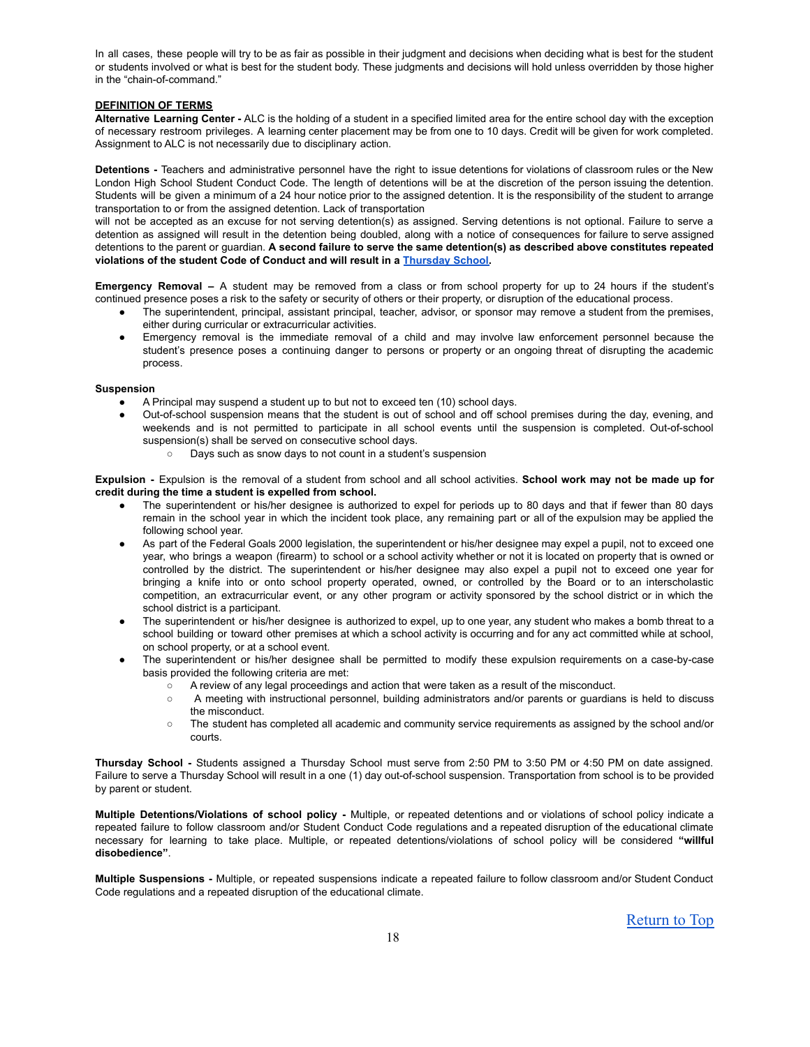In all cases, these people will try to be as fair as possible in their judgment and decisions when deciding what is best for the student or students involved or what is best for the student body. These judgments and decisions will hold unless overridden by those higher in the "chain-of-command."

**DEFINITION OF TERMS**

**Alternative Learning Center -** ALC is the holding of a student in a specified limited area for the entire school day with the exception of necessary restroom privileges. A learning center placement may be from one to 10 days. Credit will be given for work completed. Assignment to ALC is not necessarily due to disciplinary action.

**Detentions -** Teachers and administrative personnel have the right to issue detentions for violations of classroom rules or the New London High School Student Conduct Code. The length of detentions will be at the discretion of the person issuing the detention. Students will be given a minimum of a 24 hour notice prior to the assigned detention. It is the responsibility of the student to arrange transportation to or from the assigned detention. Lack of transportation will not be accepted as an excuse for not serving detention(s) as assigned. Serving detentions is not optional. Failure to serve a detention as assigned will result in the detention being doubled, along with a notice of consequences for failure to serve assigned detentions to the parent or guardian. **A second failure to serve the same detention(s) as described above constitutes repeated violations of the student Code of Conduct and will result in a Thursday School.**

**Emergency Removal –** A student may be removed from a class or from school property for up to 24 hours if the student's continued presence poses a risk to the safety or security of others or their property, or disruption of the educational process.

- The superintendent, principal, assistant principal, teacher, advisor, or sponsor may remove a student from the premises, either during curricular or extracurricular activities.
- Emergency removal is the immediate removal of a child and may involve law enforcement personnel because the student's presence poses a continuing danger to persons or property or an ongoing threat of disrupting the academic process.

**Suspension**

- A Principal may suspend a student up to but not to exceed ten (10) school days.
- Out-of-school suspension means that the student is out of school and off school premises during the day, evening, and weekends and is not permitted to participate in all school events until the suspension is completed. Out-of-school suspension(s) shall be served on consecutive school days.
  - Days such as snow days to not count in a student's suspension

**Expulsion -** Expulsion is the removal of a student from school and all school activities. **School work may not be made up for credit during the time a student is expelled from school.**

- The superintendent or his/her designee is authorized to expel for periods up to 80 days and that if fewer than 80 days remain in the school year in which the incident took place, any remaining part or all of the expulsion may be applied the following school year.
- As part of the Federal Goals 2000 legislation, the superintendent or his/her designee may expel a pupil, not to exceed one year, who brings a weapon (firearm) to school or a school activity whether or not it is located on property that is owned or controlled by the district. The superintendent or his/her designee may also expel a pupil not to exceed one year for bringing a knife into or onto school property operated, owned, or controlled by the Board or to an interscholastic competition, an extracurricular event, or any other program or activity sponsored by the school district or in which the school district is a participant.
- The superintendent or his/her designee is authorized to expel, up to one year, any student who makes a bomb threat to a school building or toward other premises at which a school activity is occurring and for any act committed while at school, on school property, or at a school event.
- The superintendent or his/her designee shall be permitted to modify these expulsion requirements on a case-by-case basis provided the following criteria are met:
  - A review of any legal proceedings and action that were taken as a result of the misconduct.
  - A meeting with instructional personnel, building administrators and/or parents or guardians is held to discuss the misconduct.
  - The student has completed all academic and community service requirements as assigned by the school and/or courts.

**Thursday School -** Students assigned a Thursday School must serve from 2:50 PM to 3:50 PM or 4:50 PM on date assigned. Failure to serve a Thursday School will result in a one (1) day out-of-school suspension. Transportation from school is to be provided by parent or student.

**Multiple Detentions/Violations of school policy -** Multiple, or repeated detentions and or violations of school policy indicate a repeated failure to follow classroom and/or Student Conduct Code regulations and a repeated disruption of the educational climate necessary for learning to take place. Multiple, or repeated detentions/violations of school policy will be considered **"willful disobedience"**.

**Multiple Suspensions -** Multiple, or repeated suspensions indicate a repeated failure to follow classroom and/or Student Conduct Code regulations and a repeated disruption of the educational climate.

Return to Top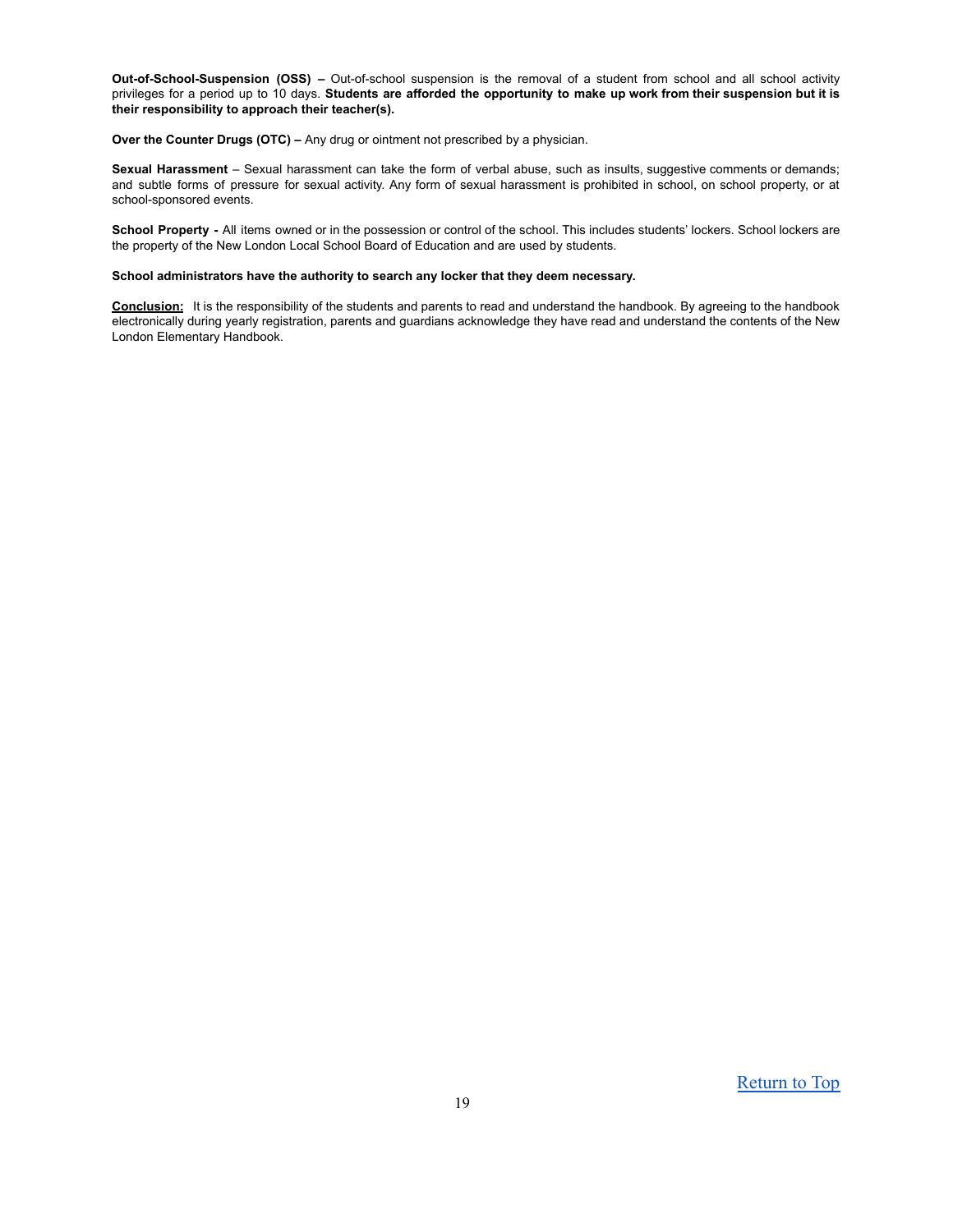**Out-of-School-Suspension (OSS) –** Out-of-school suspension is the removal of a student from school and all school activity privileges for a period up to 10 days. **Students are afforded the opportunity to make up work from their suspension but it is their responsibility to approach their teacher(s).**

**Over the Counter Drugs (OTC) –** Any drug or ointment not prescribed by a physician.

**Sexual Harassment** – Sexual harassment can take the form of verbal abuse, such as insults, suggestive comments or demands; and subtle forms of pressure for sexual activity. Any form of sexual harassment is prohibited in school, on school property, or at school-sponsored events.

**School Property -** All items owned or in the possession or control of the school. This includes students' lockers. School lockers are the property of the New London Local School Board of Education and are used by students.

**School administrators have the authority to search any locker that they deem necessary.**

**Conclusion:** It is the responsibility of the students and parents to read and understand the handbook. By agreeing to the handbook electronically during yearly registration, parents and guardians acknowledge they have read and understand the contents of the New London Elementary Handbook.

Return to Top